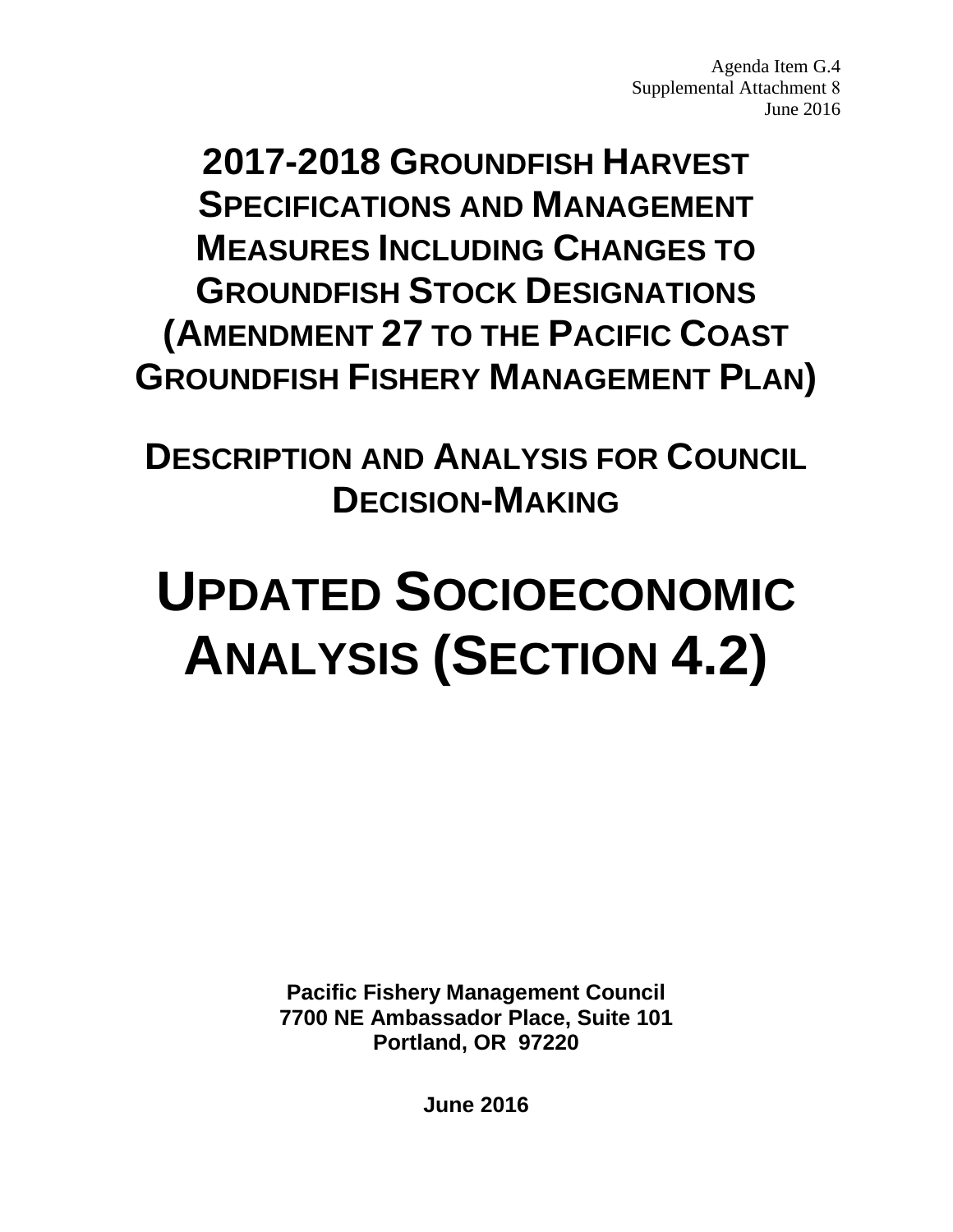Agenda Item G.4
Supplemental Attachment 8
June 2016

# 2017-2018 Groundfish Harvest Specifications and Management Measures Including Changes to Groundfish Stock Designations (Amendment 27 to the Pacific Coast Groundfish Fishery Management Plan)

## Description and Analysis for Council Decision-Making

# Updated Socioeconomic Analysis (Section 4.2)

**Pacific Fishery Management Council**
**7700 NE Ambassador Place, Suite 101**
**Portland, OR 97220**

**June 2016**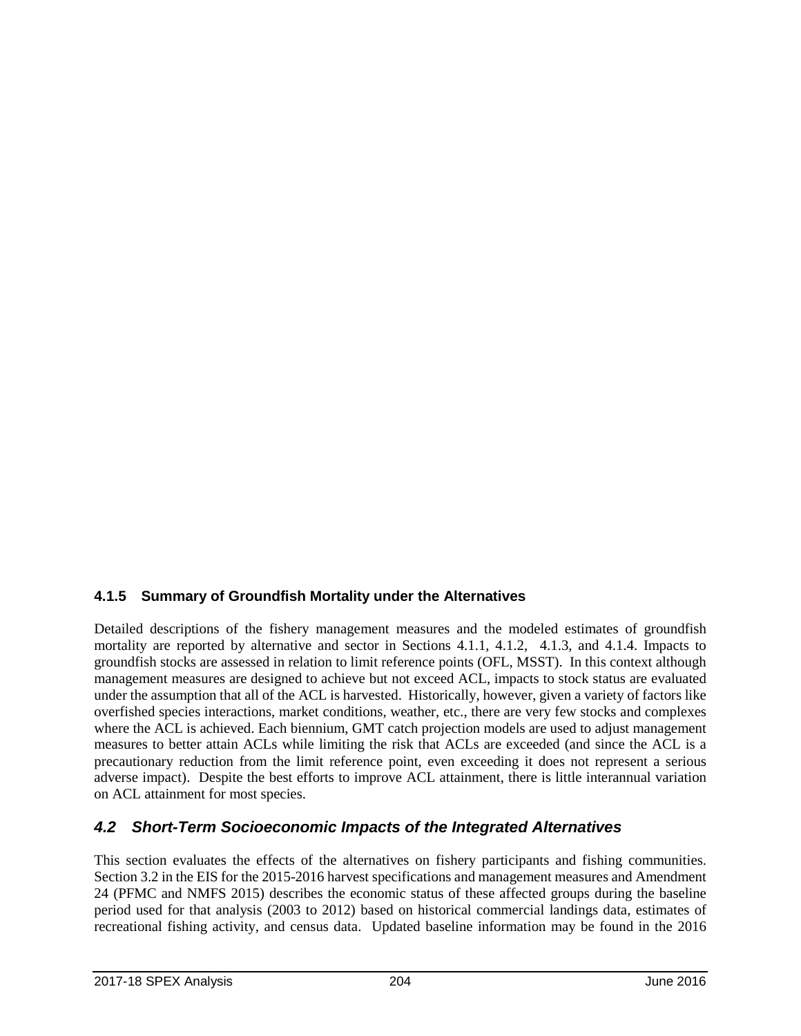### 4.1.5 Summary of Groundfish Mortality under the Alternatives

Detailed descriptions of the fishery management measures and the modeled estimates of groundfish mortality are reported by alternative and sector in Sections 4.1.1, 4.1.2, 4.1.3, and 4.1.4. Impacts to groundfish stocks are assessed in relation to limit reference points (OFL, MSST). In this context although management measures are designed to achieve but not exceed ACL, impacts to stock status are evaluated under the assumption that all of the ACL is harvested. Historically, however, given a variety of factors like overfished species interactions, market conditions, weather, etc., there are very few stocks and complexes where the ACL is achieved. Each biennium, GMT catch projection models are used to adjust management measures to better attain ACLs while limiting the risk that ACLs are exceeded (and since the ACL is a precautionary reduction from the limit reference point, even exceeding it does not represent a serious adverse impact). Despite the best efforts to improve ACL attainment, there is little interannual variation on ACL attainment for most species.

## *4.2 Short-Term Socioeconomic Impacts of the Integrated Alternatives*

This section evaluates the effects of the alternatives on fishery participants and fishing communities. Section 3.2 in the EIS for the 2015-2016 harvest specifications and management measures and Amendment 24 (PFMC and NMFS 2015) describes the economic status of these affected groups during the baseline period used for that analysis (2003 to 2012) based on historical commercial landings data, estimates of recreational fishing activity, and census data. Updated baseline information may be found in the 2016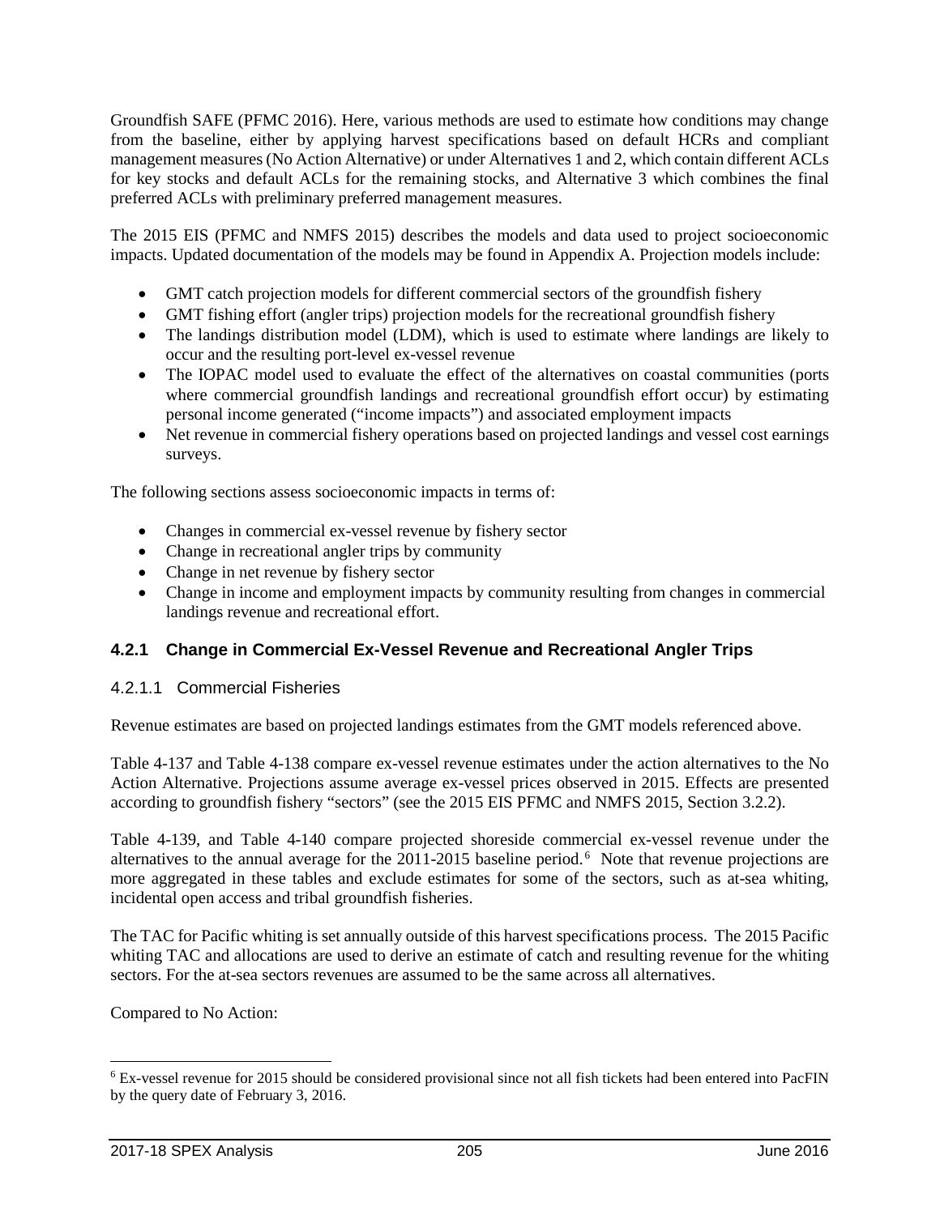Groundfish SAFE (PFMC 2016). Here, various methods are used to estimate how conditions may change from the baseline, either by applying harvest specifications based on default HCRs and compliant management measures (No Action Alternative) or under Alternatives 1 and 2, which contain different ACLs for key stocks and default ACLs for the remaining stocks, and Alternative 3 which combines the final preferred ACLs with preliminary preferred management measures.

The 2015 EIS (PFMC and NMFS 2015) describes the models and data used to project socioeconomic impacts. Updated documentation of the models may be found in Appendix A. Projection models include:

- GMT catch projection models for different commercial sectors of the groundfish fishery
- GMT fishing effort (angler trips) projection models for the recreational groundfish fishery
- The landings distribution model (LDM), which is used to estimate where landings are likely to occur and the resulting port-level ex-vessel revenue
- The IOPAC model used to evaluate the effect of the alternatives on coastal communities (ports where commercial groundfish landings and recreational groundfish effort occur) by estimating personal income generated ("income impacts") and associated employment impacts
- Net revenue in commercial fishery operations based on projected landings and vessel cost earnings surveys.

The following sections assess socioeconomic impacts in terms of:

- Changes in commercial ex-vessel revenue by fishery sector
- Change in recreational angler trips by community
- Change in net revenue by fishery sector
- Change in income and employment impacts by community resulting from changes in commercial landings revenue and recreational effort.

### 4.2.1 Change in Commercial Ex-Vessel Revenue and Recreational Angler Trips

#### 4.2.1.1 Commercial Fisheries

Revenue estimates are based on projected landings estimates from the GMT models referenced above.

Table 4-137 and Table 4-138 compare ex-vessel revenue estimates under the action alternatives to the No Action Alternative. Projections assume average ex-vessel prices observed in 2015. Effects are presented according to groundfish fishery "sectors" (see the 2015 EIS PFMC and NMFS 2015, Section 3.2.2).

Table 4-139, and Table 4-140 compare projected shoreside commercial ex-vessel revenue under the alternatives to the annual average for the 2011-2015 baseline period.[6] Note that revenue projections are more aggregated in these tables and exclude estimates for some of the sectors, such as at-sea whiting, incidental open access and tribal groundfish fisheries.

The TAC for Pacific whiting is set annually outside of this harvest specifications process. The 2015 Pacific whiting TAC and allocations are used to derive an estimate of catch and resulting revenue for the whiting sectors. For the at-sea sectors revenues are assumed to be the same across all alternatives.

Compared to No Action:

[6] Ex-vessel revenue for 2015 should be considered provisional since not all fish tickets had been entered into PacFIN by the query date of February 3, 2016.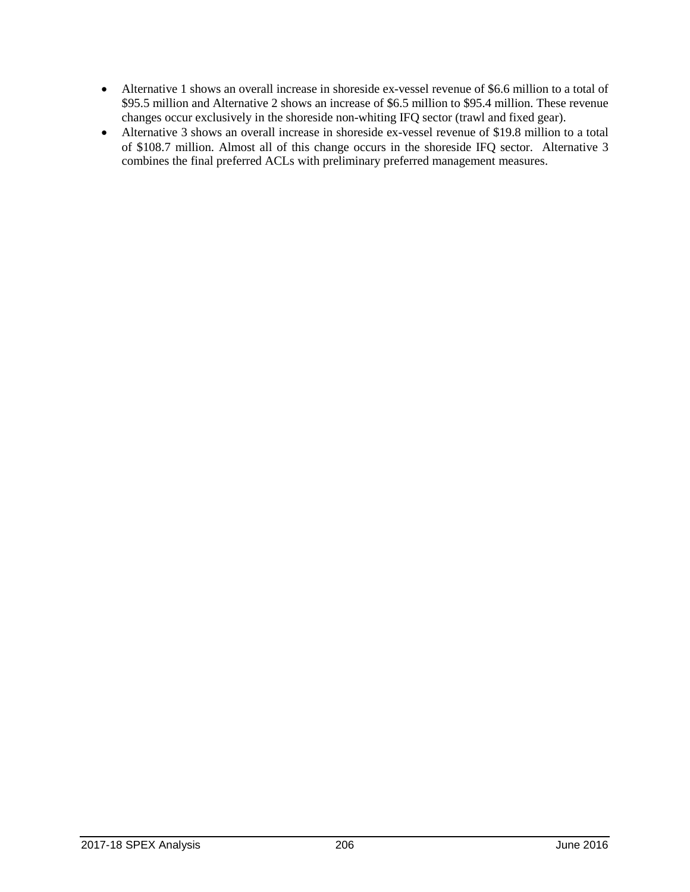- Alternative 1 shows an overall increase in shoreside ex-vessel revenue of $6.6 million to a total of $95.5 million and Alternative 2 shows an increase of $6.5 million to $95.4 million. These revenue changes occur exclusively in the shoreside non-whiting IFQ sector (trawl and fixed gear).
- Alternative 3 shows an overall increase in shoreside ex-vessel revenue of $19.8 million to a total of $108.7 million. Almost all of this change occurs in the shoreside IFQ sector. Alternative 3 combines the final preferred ACLs with preliminary preferred management measures.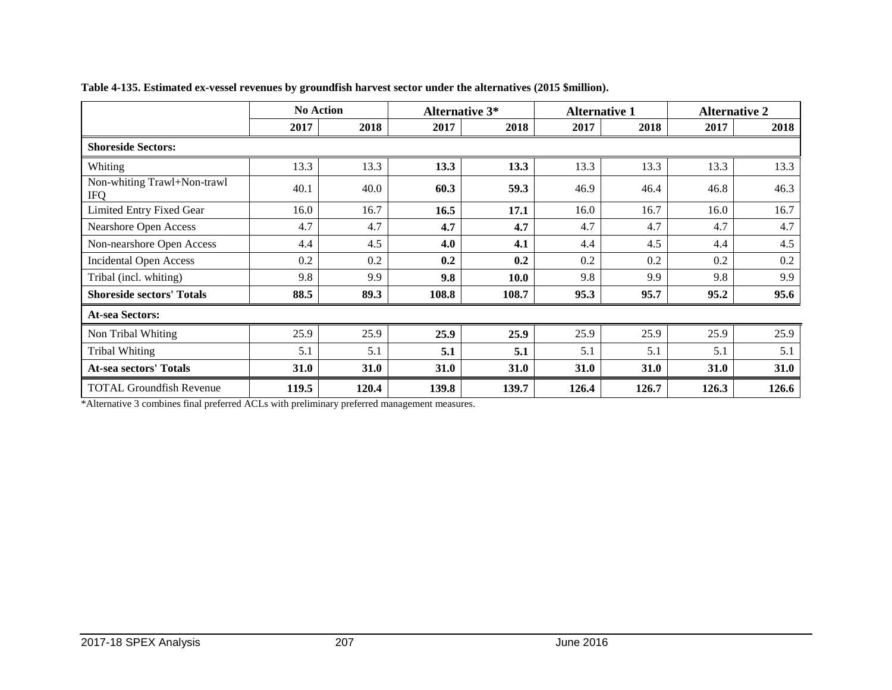**Table 4-135. Estimated ex-vessel revenues by groundfish harvest sector under the alternatives (2015 $million).**

| | No Action | | Alternative 3* | | Alternative 1 | | Alternative 2 | |
|---|---|---|---|---|---|---|---|---|
| | 2017 | 2018 | 2017 | 2018 | 2017 | 2018 | 2017 | 2018 |
| **Shoreside Sectors:** | | | | | | | | |
| Whiting | 13.3 | 13.3 | **13.3** | **13.3** | 13.3 | 13.3 | 13.3 | 13.3 |
| Non-whiting Trawl+Non-trawl IFQ | 40.1 | 40.0 | **60.3** | **59.3** | 46.9 | 46.4 | 46.8 | 46.3 |
| Limited Entry Fixed Gear | 16.0 | 16.7 | **16.5** | **17.1** | 16.0 | 16.7 | 16.0 | 16.7 |
| Nearshore Open Access | 4.7 | 4.7 | **4.7** | **4.7** | 4.7 | 4.7 | 4.7 | 4.7 |
| Non-nearshore Open Access | 4.4 | 4.5 | **4.0** | **4.1** | 4.4 | 4.5 | 4.4 | 4.5 |
| Incidental Open Access | 0.2 | 0.2 | **0.2** | **0.2** | 0.2 | 0.2 | 0.2 | 0.2 |
| Tribal (incl. whiting) | 9.8 | 9.9 | **9.8** | **10.0** | 9.8 | 9.9 | 9.8 | 9.9 |
| **Shoreside sectors' Totals** | **88.5** | **89.3** | **108.8** | **108.7** | **95.3** | **95.7** | **95.2** | **95.6** |
| **At-sea Sectors:** | | | | | | | | |
| Non Tribal Whiting | 25.9 | 25.9 | **25.9** | **25.9** | 25.9 | 25.9 | 25.9 | 25.9 |
| Tribal Whiting | 5.1 | 5.1 | **5.1** | **5.1** | 5.1 | 5.1 | 5.1 | 5.1 |
| **At-sea sectors' Totals** | **31.0** | **31.0** | **31.0** | **31.0** | **31.0** | **31.0** | **31.0** | **31.0** |
| TOTAL Groundfish Revenue | **119.5** | **120.4** | **139.8** | **139.7** | **126.4** | **126.7** | **126.3** | **126.6** |

*Alternative 3 combines final preferred ACLs with preliminary preferred management measures.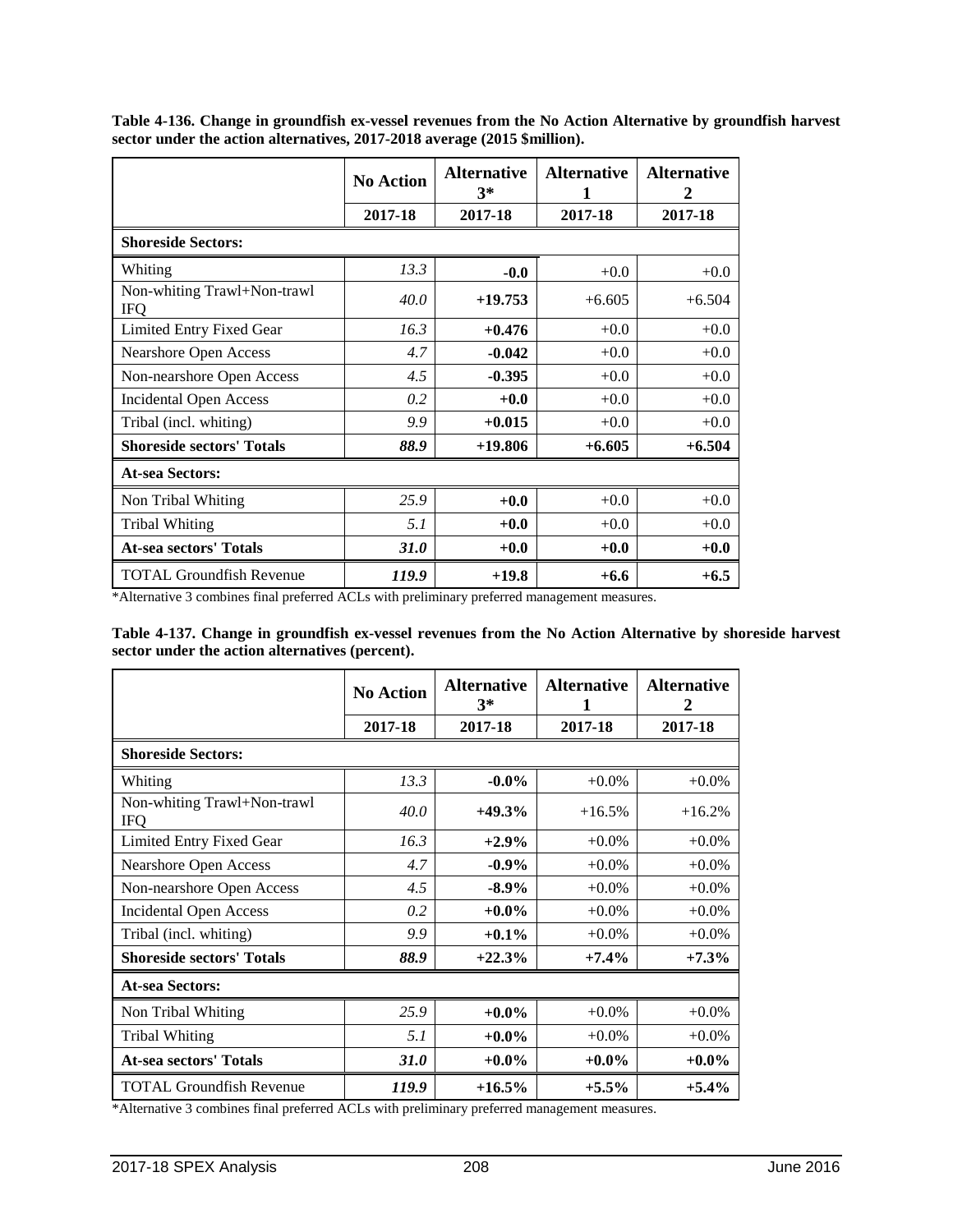**Table 4-136. Change in groundfish ex-vessel revenues from the No Action Alternative by groundfish harvest sector under the action alternatives, 2017-2018 average (2015 $million).**

| | No Action | Alternative 3* | Alternative 1 | Alternative 2 |
|---|---|---|---|---|
| | 2017-18 | 2017-18 | 2017-18 | 2017-18 |
| **Shoreside Sectors:** | | | | |
| Whiting | *13.3* | **-0.0** | +0.0 | +0.0 |
| Non-whiting Trawl+Non-trawl IFQ | *40.0* | **+19.753** | +6.605 | +6.504 |
| Limited Entry Fixed Gear | *16.3* | **+0.476** | +0.0 | +0.0 |
| Nearshore Open Access | *4.7* | **-0.042** | +0.0 | +0.0 |
| Non-nearshore Open Access | *4.5* | **-0.395** | +0.0 | +0.0 |
| Incidental Open Access | *0.2* | **+0.0** | +0.0 | +0.0 |
| Tribal (incl. whiting) | *9.9* | **+0.015** | +0.0 | +0.0 |
| **Shoreside sectors' Totals** | ***88.9*** | **+19.806** | **+6.605** | **+6.504** |
| **At-sea Sectors:** | | | | |
| Non Tribal Whiting | *25.9* | **+0.0** | +0.0 | +0.0 |
| Tribal Whiting | *5.1* | **+0.0** | +0.0 | +0.0 |
| **At-sea sectors' Totals** | ***31.0*** | **+0.0** | **+0.0** | **+0.0** |
| TOTAL Groundfish Revenue | ***119.9*** | **+19.8** | **+6.6** | **+6.5** |

*Alternative 3 combines final preferred ACLs with preliminary preferred management measures.

**Table 4-137. Change in groundfish ex-vessel revenues from the No Action Alternative by shoreside harvest sector under the action alternatives (percent).**

| | No Action | Alternative 3* | Alternative 1 | Alternative 2 |
|---|---|---|---|---|
| | 2017-18 | 2017-18 | 2017-18 | 2017-18 |
| **Shoreside Sectors:** | | | | |
| Whiting | *13.3* | **-0.0%** | +0.0% | +0.0% |
| Non-whiting Trawl+Non-trawl IFQ | *40.0* | **+49.3%** | +16.5% | +16.2% |
| Limited Entry Fixed Gear | *16.3* | **+2.9%** | +0.0% | +0.0% |
| Nearshore Open Access | *4.7* | **-0.9%** | +0.0% | +0.0% |
| Non-nearshore Open Access | *4.5* | **-8.9%** | +0.0% | +0.0% |
| Incidental Open Access | *0.2* | **+0.0%** | +0.0% | +0.0% |
| Tribal (incl. whiting) | *9.9* | **+0.1%** | +0.0% | +0.0% |
| **Shoreside sectors' Totals** | ***88.9*** | **+22.3%** | **+7.4%** | **+7.3%** |
| **At-sea Sectors:** | | | | |
| Non Tribal Whiting | *25.9* | **+0.0%** | +0.0% | +0.0% |
| Tribal Whiting | *5.1* | **+0.0%** | +0.0% | +0.0% |
| **At-sea sectors' Totals** | ***31.0*** | **+0.0%** | **+0.0%** | **+0.0%** |
| TOTAL Groundfish Revenue | ***119.9*** | **+16.5%** | **+5.5%** | **+5.4%** |

*Alternative 3 combines final preferred ACLs with preliminary preferred management measures.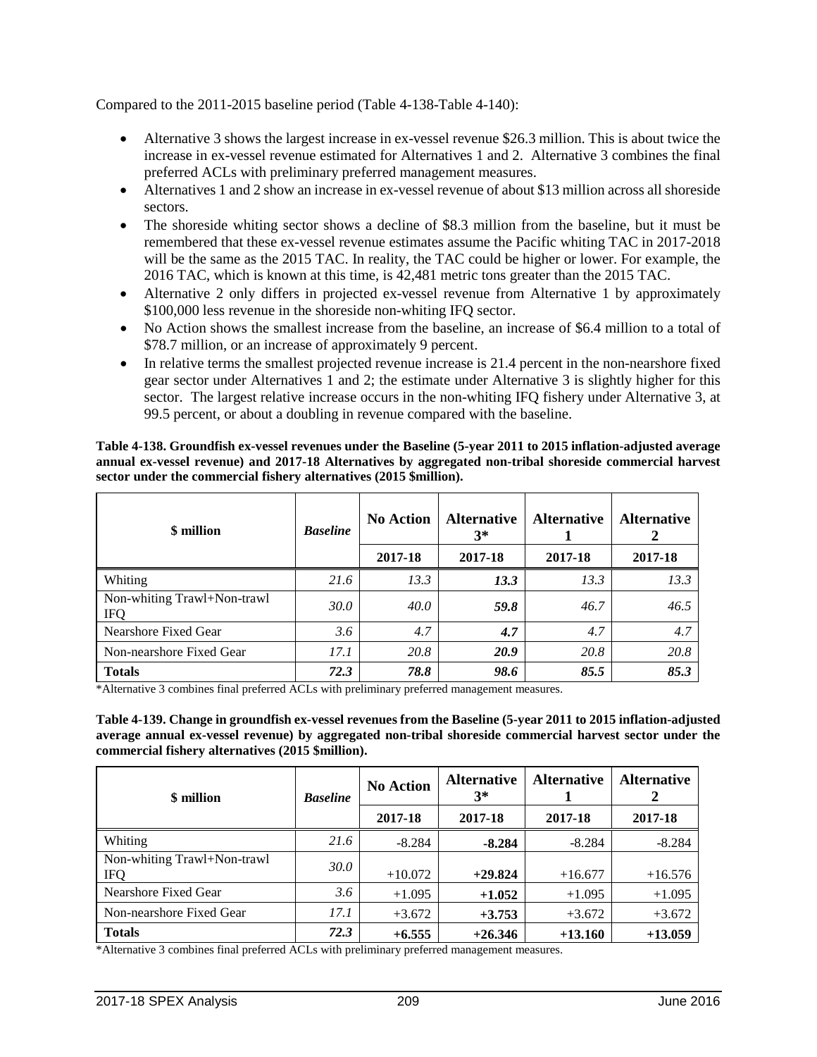Compared to the 2011-2015 baseline period (Table 4-138-Table 4-140):

- Alternative 3 shows the largest increase in ex-vessel revenue $26.3 million. This is about twice the increase in ex-vessel revenue estimated for Alternatives 1 and 2. Alternative 3 combines the final preferred ACLs with preliminary preferred management measures.
- Alternatives 1 and 2 show an increase in ex-vessel revenue of about $13 million across all shoreside sectors.
- The shoreside whiting sector shows a decline of $8.3 million from the baseline, but it must be remembered that these ex-vessel revenue estimates assume the Pacific whiting TAC in 2017-2018 will be the same as the 2015 TAC. In reality, the TAC could be higher or lower. For example, the 2016 TAC, which is known at this time, is 42,481 metric tons greater than the 2015 TAC.
- Alternative 2 only differs in projected ex-vessel revenue from Alternative 1 by approximately $100,000 less revenue in the shoreside non-whiting IFQ sector.
- No Action shows the smallest increase from the baseline, an increase of $6.4 million to a total of $78.7 million, or an increase of approximately 9 percent.
- In relative terms the smallest projected revenue increase is 21.4 percent in the non-nearshore fixed gear sector under Alternatives 1 and 2; the estimate under Alternative 3 is slightly higher for this sector. The largest relative increase occurs in the non-whiting IFQ fishery under Alternative 3, at 99.5 percent, or about a doubling in revenue compared with the baseline.

**Table 4-138. Groundfish ex-vessel revenues under the Baseline (5-year 2011 to 2015 inflation-adjusted average annual ex-vessel revenue) and 2017-18 Alternatives by aggregated non-tribal shoreside commercial harvest sector under the commercial fishery alternatives (2015 $million).**

| $ million | *Baseline* | No Action | Alternative 3* | Alternative 1 | Alternative 2 |
|---|---|---|---|---|---|
| | | 2017-18 | 2017-18 | 2017-18 | 2017-18 |
| Whiting | *21.6* | *13.3* | ***13.3*** | *13.3* | *13.3* |
| Non-whiting Trawl+Non-trawl IFQ | *30.0* | *40.0* | ***59.8*** | *46.7* | *46.5* |
| Nearshore Fixed Gear | *3.6* | *4.7* | ***4.7*** | *4.7* | *4.7* |
| Non-nearshore Fixed Gear | *17.1* | *20.8* | ***20.9*** | *20.8* | *20.8* |
| **Totals** | ***72.3*** | ***78.8*** | ***98.6*** | ***85.5*** | ***85.3*** |

*Alternative 3 combines final preferred ACLs with preliminary preferred management measures.

**Table 4-139. Change in groundfish ex-vessel revenues from the Baseline (5-year 2011 to 2015 inflation-adjusted average annual ex-vessel revenue) by aggregated non-tribal shoreside commercial harvest sector under the commercial fishery alternatives (2015 $million).**

| $ million | *Baseline* | No Action | Alternative 3* | Alternative 1 | Alternative 2 |
|---|---|---|---|---|---|
| | | 2017-18 | 2017-18 | 2017-18 | 2017-18 |
| Whiting | *21.6* | -8.284 | **-8.284** | -8.284 | -8.284 |
| Non-whiting Trawl+Non-trawl IFQ | *30.0* | +10.072 | **+29.824** | +16.677 | +16.576 |
| Nearshore Fixed Gear | *3.6* | +1.095 | **+1.052** | +1.095 | +1.095 |
| Non-nearshore Fixed Gear | *17.1* | +3.672 | **+3.753** | +3.672 | +3.672 |
| **Totals** | ***72.3*** | **+6.555** | **+26.346** | **+13.160** | **+13.059** |

*Alternative 3 combines final preferred ACLs with preliminary preferred management measures.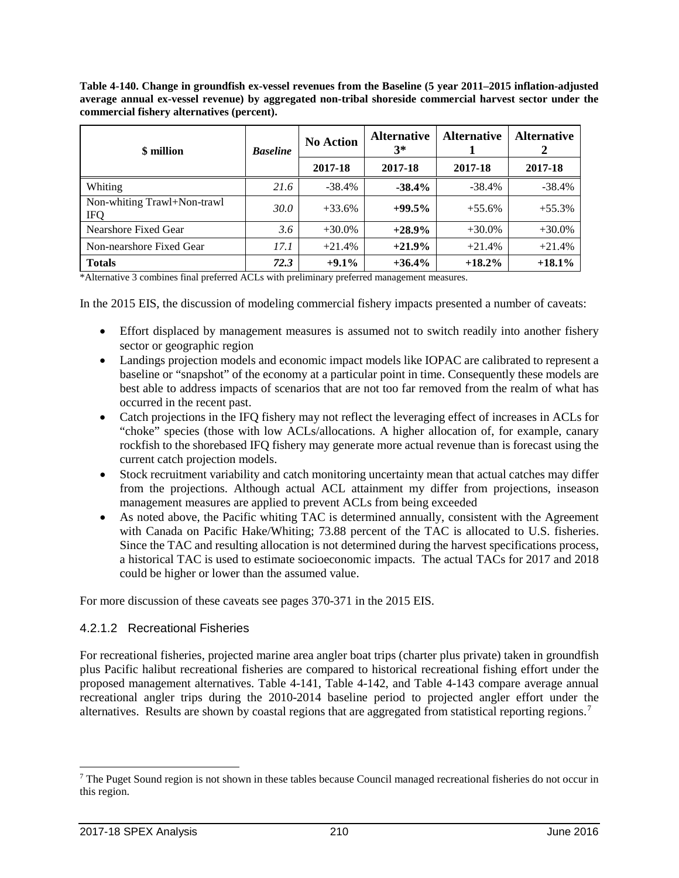**Table 4-140. Change in groundfish ex-vessel revenues from the Baseline (5 year 2011–2015 inflation-adjusted average annual ex-vessel revenue) by aggregated non-tribal shoreside commercial harvest sector under the commercial fishery alternatives (percent).**

| $ million | *Baseline* | No Action | Alternative 3* | Alternative 1 | Alternative 2 |
|---|---|---|---|---|---|
| | | 2017-18 | 2017-18 | 2017-18 | 2017-18 |
| Whiting | *21.6* | -38.4% | **-38.4%** | -38.4% | -38.4% |
| Non-whiting Trawl+Non-trawl IFQ | *30.0* | +33.6% | **+99.5%** | +55.6% | +55.3% |
| Nearshore Fixed Gear | *3.6* | +30.0% | **+28.9%** | +30.0% | +30.0% |
| Non-nearshore Fixed Gear | *17.1* | +21.4% | **+21.9%** | +21.4% | +21.4% |
| **Totals** | ***72.3*** | **+9.1%** | **+36.4%** | **+18.2%** | **+18.1%** |

*Alternative 3 combines final preferred ACLs with preliminary preferred management measures.

In the 2015 EIS, the discussion of modeling commercial fishery impacts presented a number of caveats:

- Effort displaced by management measures is assumed not to switch readily into another fishery sector or geographic region
- Landings projection models and economic impact models like IOPAC are calibrated to represent a baseline or "snapshot" of the economy at a particular point in time. Consequently these models are best able to address impacts of scenarios that are not too far removed from the realm of what has occurred in the recent past.
- Catch projections in the IFQ fishery may not reflect the leveraging effect of increases in ACLs for "choke" species (those with low ACLs/allocations. A higher allocation of, for example, canary rockfish to the shorebased IFQ fishery may generate more actual revenue than is forecast using the current catch projection models.
- Stock recruitment variability and catch monitoring uncertainty mean that actual catches may differ from the projections. Although actual ACL attainment my differ from projections, inseason management measures are applied to prevent ACLs from being exceeded
- As noted above, the Pacific whiting TAC is determined annually, consistent with the Agreement with Canada on Pacific Hake/Whiting; 73.88 percent of the TAC is allocated to U.S. fisheries. Since the TAC and resulting allocation is not determined during the harvest specifications process, a historical TAC is used to estimate socioeconomic impacts. The actual TACs for 2017 and 2018 could be higher or lower than the assumed value.

For more discussion of these caveats see pages 370-371 in the 2015 EIS.

### 4.2.1.2 Recreational Fisheries

For recreational fisheries, projected marine area angler boat trips (charter plus private) taken in groundfish plus Pacific halibut recreational fisheries are compared to historical recreational fishing effort under the proposed management alternatives. Table 4-141, Table 4-142, and Table 4-143 compare average annual recreational angler trips during the 2010-2014 baseline period to projected angler effort under the alternatives. Results are shown by coastal regions that are aggregated from statistical reporting regions.[7]

[7] The Puget Sound region is not shown in these tables because Council managed recreational fisheries do not occur in this region.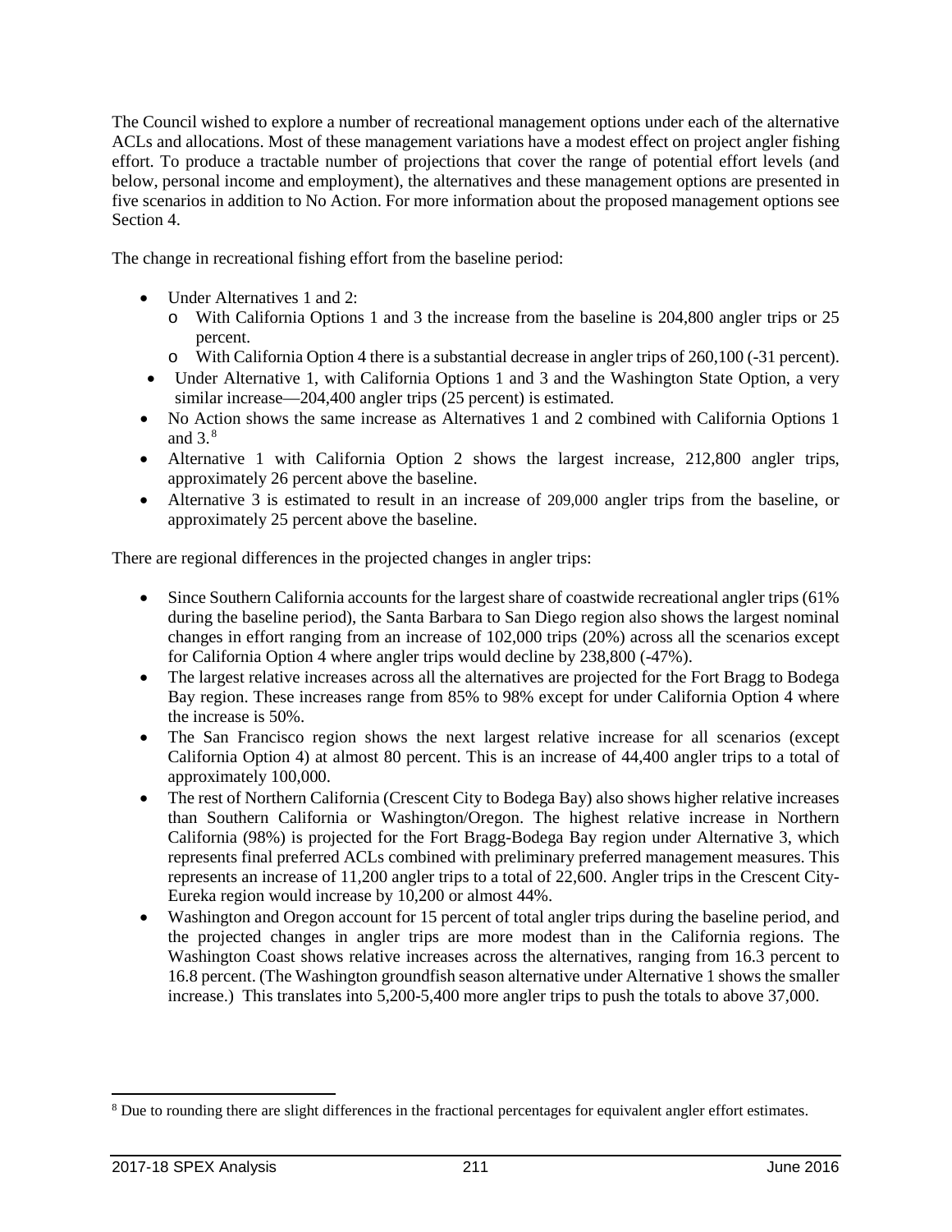The Council wished to explore a number of recreational management options under each of the alternative ACLs and allocations. Most of these management variations have a modest effect on project angler fishing effort. To produce a tractable number of projections that cover the range of potential effort levels (and below, personal income and employment), the alternatives and these management options are presented in five scenarios in addition to No Action. For more information about the proposed management options see Section 4.

The change in recreational fishing effort from the baseline period:

- Under Alternatives 1 and 2:
  - With California Options 1 and 3 the increase from the baseline is 204,800 angler trips or 25 percent.
  - With California Option 4 there is a substantial decrease in angler trips of 260,100 (-31 percent).
- Under Alternative 1, with California Options 1 and 3 and the Washington State Option, a very similar increase—204,400 angler trips (25 percent) is estimated.
- No Action shows the same increase as Alternatives 1 and 2 combined with California Options 1 and 3.[8]
- Alternative 1 with California Option 2 shows the largest increase, 212,800 angler trips, approximately 26 percent above the baseline.
- Alternative 3 is estimated to result in an increase of 209,000 angler trips from the baseline, or approximately 25 percent above the baseline.

There are regional differences in the projected changes in angler trips:

- Since Southern California accounts for the largest share of coastwide recreational angler trips (61% during the baseline period), the Santa Barbara to San Diego region also shows the largest nominal changes in effort ranging from an increase of 102,000 trips (20%) across all the scenarios except for California Option 4 where angler trips would decline by 238,800 (-47%).
- The largest relative increases across all the alternatives are projected for the Fort Bragg to Bodega Bay region. These increases range from 85% to 98% except for under California Option 4 where the increase is 50%.
- The San Francisco region shows the next largest relative increase for all scenarios (except California Option 4) at almost 80 percent. This is an increase of 44,400 angler trips to a total of approximately 100,000.
- The rest of Northern California (Crescent City to Bodega Bay) also shows higher relative increases than Southern California or Washington/Oregon. The highest relative increase in Northern California (98%) is projected for the Fort Bragg-Bodega Bay region under Alternative 3, which represents final preferred ACLs combined with preliminary preferred management measures. This represents an increase of 11,200 angler trips to a total of 22,600. Angler trips in the Crescent City-Eureka region would increase by 10,200 or almost 44%.
- Washington and Oregon account for 15 percent of total angler trips during the baseline period, and the projected changes in angler trips are more modest than in the California regions. The Washington Coast shows relative increases across the alternatives, ranging from 16.3 percent to 16.8 percent. (The Washington groundfish season alternative under Alternative 1 shows the smaller increase.) This translates into 5,200-5,400 more angler trips to push the totals to above 37,000.

[8] Due to rounding there are slight differences in the fractional percentages for equivalent angler effort estimates.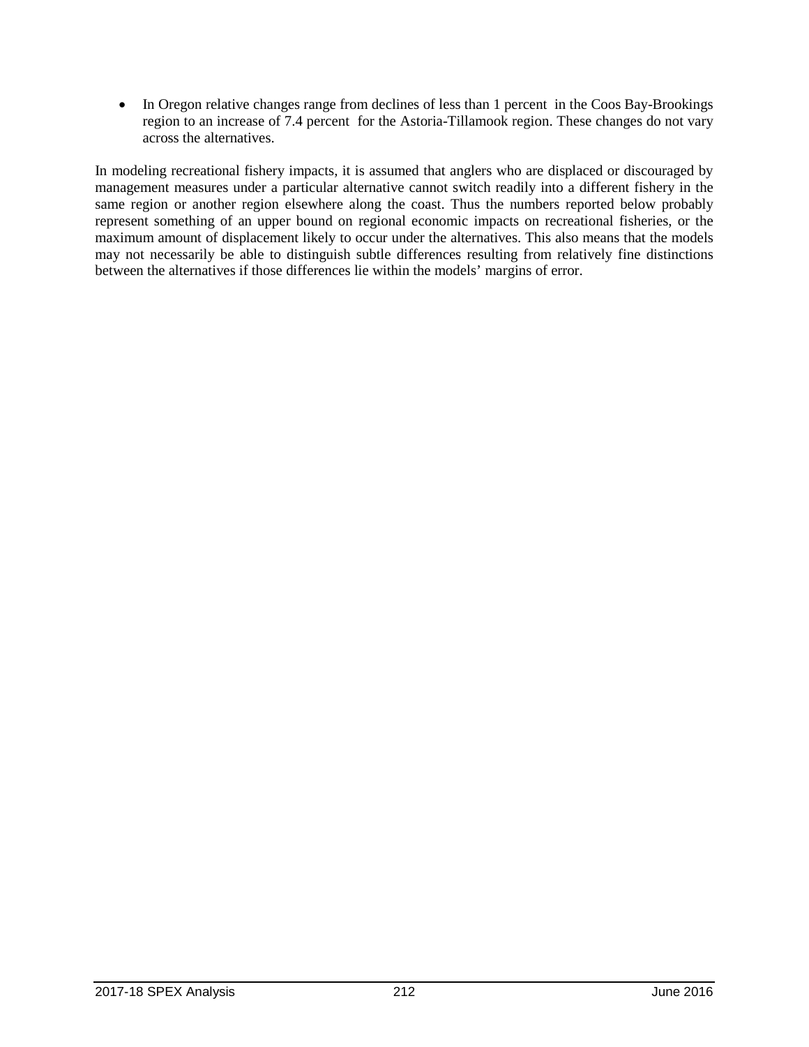- In Oregon relative changes range from declines of less than 1 percent in the Coos Bay-Brookings region to an increase of 7.4 percent for the Astoria-Tillamook region. These changes do not vary across the alternatives.

In modeling recreational fishery impacts, it is assumed that anglers who are displaced or discouraged by management measures under a particular alternative cannot switch readily into a different fishery in the same region or another region elsewhere along the coast. Thus the numbers reported below probably represent something of an upper bound on regional economic impacts on recreational fisheries, or the maximum amount of displacement likely to occur under the alternatives. This also means that the models may not necessarily be able to distinguish subtle differences resulting from relatively fine distinctions between the alternatives if those differences lie within the models' margins of error.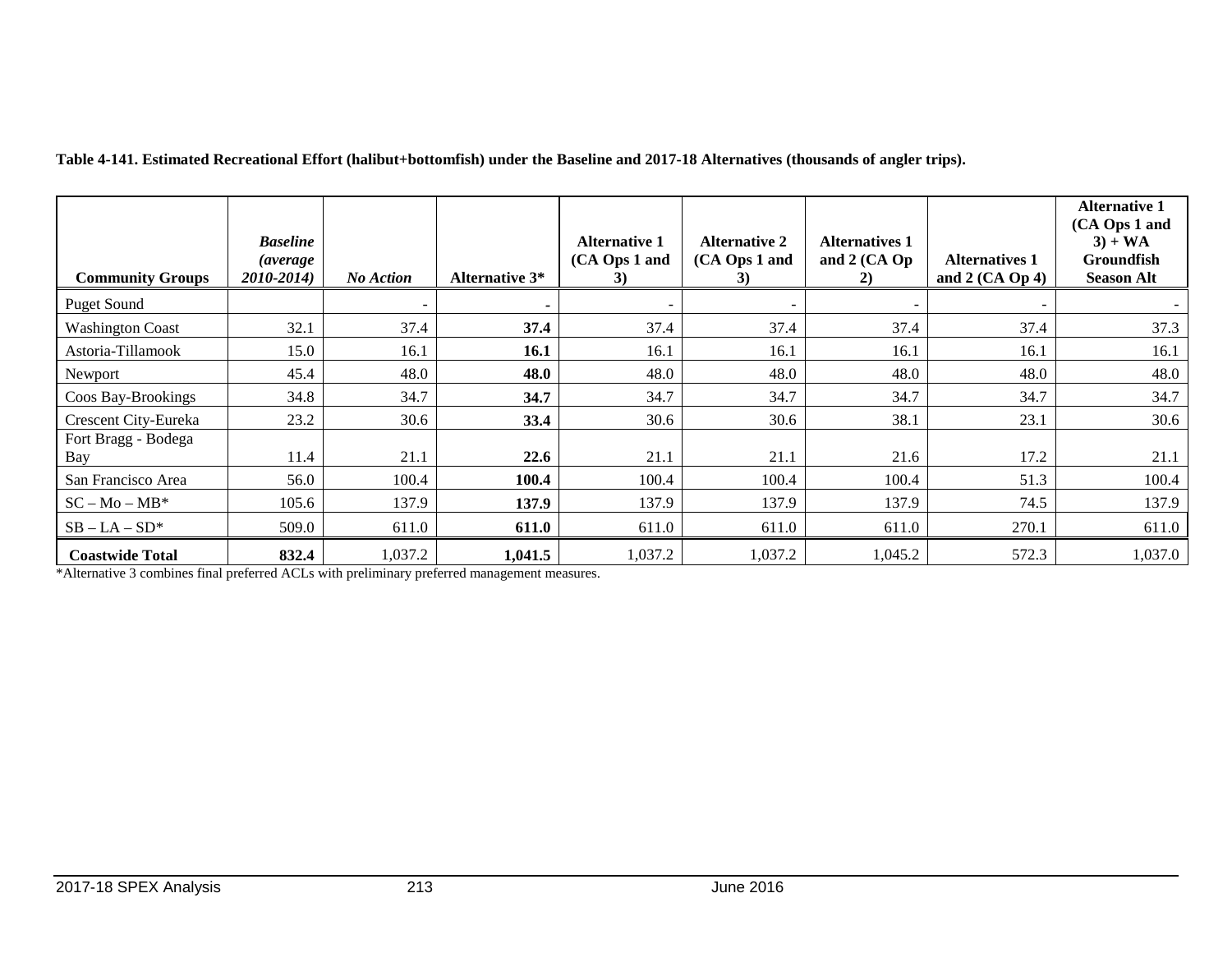**Table 4-141. Estimated Recreational Effort (halibut+bottomfish) under the Baseline and 2017-18 Alternatives (thousands of angler trips).**

| Community Groups | *Baseline (average 2010-2014)* | *No Action* | Alternative 3* | Alternative 1 (CA Ops 1 and 3) | Alternative 2 (CA Ops 1 and 3) | Alternatives 1 and 2 (CA Op 2) | Alternatives 1 and 2 (CA Op 4) | Alternative 1 (CA Ops 1 and 3) + WA Groundfish Season Alt |
|---|---|---|---|---|---|---|---|---|
| Puget Sound | | - | **-** | - | - | - | - | - |
| Washington Coast | 32.1 | 37.4 | **37.4** | 37.4 | 37.4 | 37.4 | 37.4 | 37.3 |
| Astoria-Tillamook | 15.0 | 16.1 | **16.1** | 16.1 | 16.1 | 16.1 | 16.1 | 16.1 |
| Newport | 45.4 | 48.0 | **48.0** | 48.0 | 48.0 | 48.0 | 48.0 | 48.0 |
| Coos Bay-Brookings | 34.8 | 34.7 | **34.7** | 34.7 | 34.7 | 34.7 | 34.7 | 34.7 |
| Crescent City-Eureka | 23.2 | 30.6 | **33.4** | 30.6 | 30.6 | 38.1 | 23.1 | 30.6 |
| Fort Bragg - Bodega Bay | 11.4 | 21.1 | **22.6** | 21.1 | 21.1 | 21.6 | 17.2 | 21.1 |
| San Francisco Area | 56.0 | 100.4 | **100.4** | 100.4 | 100.4 | 100.4 | 51.3 | 100.4 |
| SC – Mo – MB* | 105.6 | 137.9 | **137.9** | 137.9 | 137.9 | 137.9 | 74.5 | 137.9 |
| SB – LA – SD* | 509.0 | 611.0 | **611.0** | 611.0 | 611.0 | 611.0 | 270.1 | 611.0 |
| **Coastwide Total** | **832.4** | 1,037.2 | **1,041.5** | 1,037.2 | 1,037.2 | 1,045.2 | 572.3 | 1,037.0 |

*Alternative 3 combines final preferred ACLs with preliminary preferred management measures.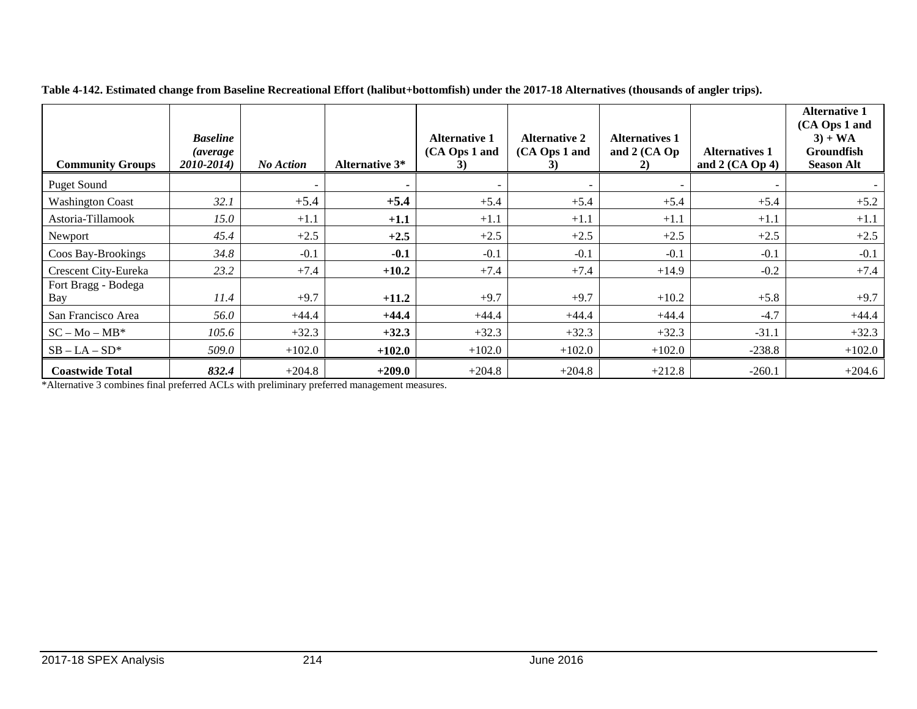**Table 4-142. Estimated change from Baseline Recreational Effort (halibut+bottomfish) under the 2017-18 Alternatives (thousands of angler trips).**

| Community Groups | *Baseline (average 2010-2014)* | *No Action* | Alternative 3* | Alternative 1 (CA Ops 1 and 3) | Alternative 2 (CA Ops 1 and 3) | Alternatives 1 and 2 (CA Op 2) | Alternatives 1 and 2 (CA Op 4) | Alternative 1 (CA Ops 1 and 3) + WA Groundfish Season Alt |
|---|---|---|---|---|---|---|---|---|
| Puget Sound | | - | - | - | - | - | - | - |
| Washington Coast | *32.1* | +5.4 | **+5.4** | +5.4 | +5.4 | +5.4 | +5.4 | +5.2 |
| Astoria-Tillamook | *15.0* | +1.1 | **+1.1** | +1.1 | +1.1 | +1.1 | +1.1 | +1.1 |
| Newport | *45.4* | +2.5 | **+2.5** | +2.5 | +2.5 | +2.5 | +2.5 | +2.5 |
| Coos Bay-Brookings | *34.8* | -0.1 | **-0.1** | -0.1 | -0.1 | -0.1 | -0.1 | -0.1 |
| Crescent City-Eureka | *23.2* | +7.4 | **+10.2** | +7.4 | +7.4 | +14.9 | -0.2 | +7.4 |
| Fort Bragg - Bodega Bay | *11.4* | +9.7 | **+11.2** | +9.7 | +9.7 | +10.2 | +5.8 | +9.7 |
| San Francisco Area | *56.0* | +44.4 | **+44.4** | +44.4 | +44.4 | +44.4 | -4.7 | +44.4 |
| SC – Mo – MB* | *105.6* | +32.3 | **+32.3** | +32.3 | +32.3 | +32.3 | -31.1 | +32.3 |
| SB – LA – SD* | *509.0* | +102.0 | **+102.0** | +102.0 | +102.0 | +102.0 | -238.8 | +102.0 |
| **Coastwide Total** | ***832.4*** | +204.8 | **+209.0** | +204.8 | +204.8 | +212.8 | -260.1 | +204.6 |

*Alternative 3 combines final preferred ACLs with preliminary preferred management measures.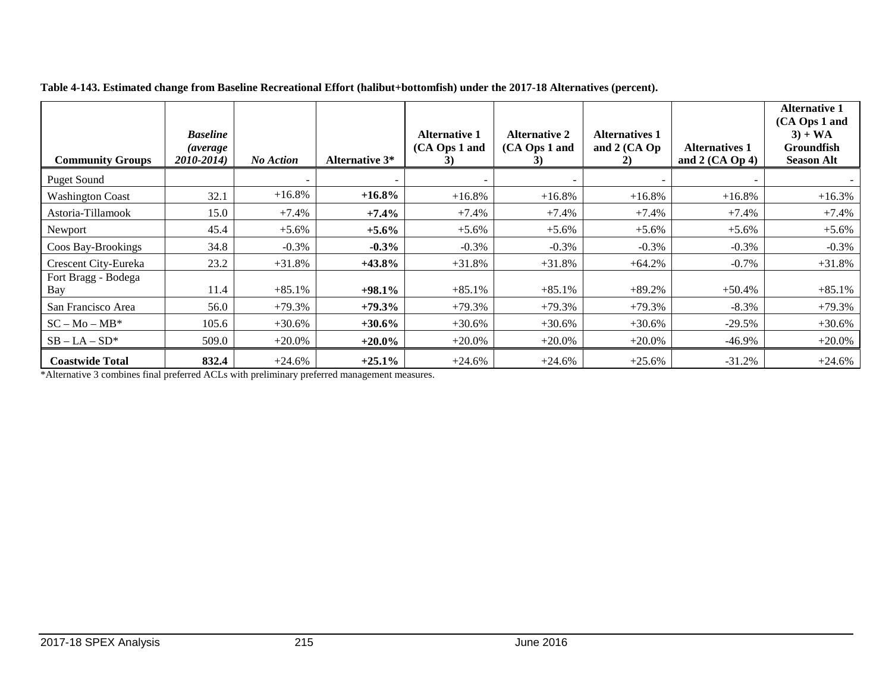**Table 4-143. Estimated change from Baseline Recreational Effort (halibut+bottomfish) under the 2017-18 Alternatives (percent).**

| Community Groups | *Baseline (average 2010-2014)* | *No Action* | Alternative 3* | Alternative 1 (CA Ops 1 and 3) | Alternative 2 (CA Ops 1 and 3) | Alternatives 1 and 2 (CA Op 2) | Alternatives 1 and 2 (CA Op 4) | Alternative 1 (CA Ops 1 and 3) + WA Groundfish Season Alt |
|---|---|---|---|---|---|---|---|---|
| Puget Sound | | - | - | - | - | - | - | - |
| Washington Coast | 32.1 | +16.8% | **+16.8%** | +16.8% | +16.8% | +16.8% | +16.8% | +16.3% |
| Astoria-Tillamook | 15.0 | +7.4% | **+7.4%** | +7.4% | +7.4% | +7.4% | +7.4% | +7.4% |
| Newport | 45.4 | +5.6% | **+5.6%** | +5.6% | +5.6% | +5.6% | +5.6% | +5.6% |
| Coos Bay-Brookings | 34.8 | -0.3% | **-0.3%** | -0.3% | -0.3% | -0.3% | -0.3% | -0.3% |
| Crescent City-Eureka | 23.2 | +31.8% | **+43.8%** | +31.8% | +31.8% | +64.2% | -0.7% | +31.8% |
| Fort Bragg - Bodega Bay | 11.4 | +85.1% | **+98.1%** | +85.1% | +85.1% | +89.2% | +50.4% | +85.1% |
| San Francisco Area | 56.0 | +79.3% | **+79.3%** | +79.3% | +79.3% | +79.3% | -8.3% | +79.3% |
| SC – Mo – MB* | 105.6 | +30.6% | **+30.6%** | +30.6% | +30.6% | +30.6% | -29.5% | +30.6% |
| SB – LA – SD* | 509.0 | +20.0% | **+20.0%** | +20.0% | +20.0% | +20.0% | -46.9% | +20.0% |
| **Coastwide Total** | **832.4** | +24.6% | **+25.1%** | +24.6% | +24.6% | +25.6% | -31.2% | +24.6% |

*Alternative 3 combines final preferred ACLs with preliminary preferred management measures.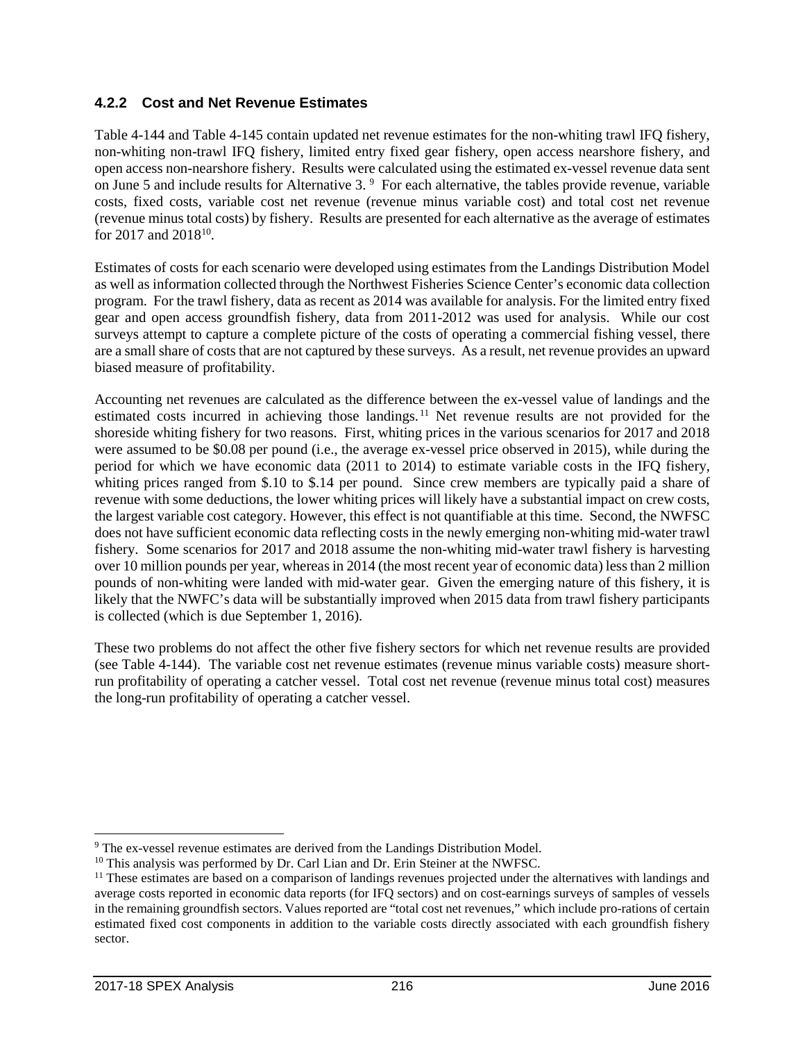### 4.2.2 Cost and Net Revenue Estimates

Table 4-144 and Table 4-145 contain updated net revenue estimates for the non-whiting trawl IFQ fishery, non-whiting non-trawl IFQ fishery, limited entry fixed gear fishery, open access nearshore fishery, and open access non-nearshore fishery. Results were calculated using the estimated ex-vessel revenue data sent on June 5 and include results for Alternative 3. [9] For each alternative, the tables provide revenue, variable costs, fixed costs, variable cost net revenue (revenue minus variable cost) and total cost net revenue (revenue minus total costs) by fishery. Results are presented for each alternative as the average of estimates for 2017 and 2018[10].

Estimates of costs for each scenario were developed using estimates from the Landings Distribution Model as well as information collected through the Northwest Fisheries Science Center's economic data collection program. For the trawl fishery, data as recent as 2014 was available for analysis. For the limited entry fixed gear and open access groundfish fishery, data from 2011-2012 was used for analysis. While our cost surveys attempt to capture a complete picture of the costs of operating a commercial fishing vessel, there are a small share of costs that are not captured by these surveys. As a result, net revenue provides an upward biased measure of profitability.

Accounting net revenues are calculated as the difference between the ex-vessel value of landings and the estimated costs incurred in achieving those landings.[11] Net revenue results are not provided for the shoreside whiting fishery for two reasons. First, whiting prices in the various scenarios for 2017 and 2018 were assumed to be \$0.08 per pound (i.e., the average ex-vessel price observed in 2015), while during the period for which we have economic data (2011 to 2014) to estimate variable costs in the IFQ fishery, whiting prices ranged from \$.10 to \$.14 per pound. Since crew members are typically paid a share of revenue with some deductions, the lower whiting prices will likely have a substantial impact on crew costs, the largest variable cost category. However, this effect is not quantifiable at this time. Second, the NWFSC does not have sufficient economic data reflecting costs in the newly emerging non-whiting mid-water trawl fishery. Some scenarios for 2017 and 2018 assume the non-whiting mid-water trawl fishery is harvesting over 10 million pounds per year, whereas in 2014 (the most recent year of economic data) less than 2 million pounds of non-whiting were landed with mid-water gear. Given the emerging nature of this fishery, it is likely that the NWFC's data will be substantially improved when 2015 data from trawl fishery participants is collected (which is due September 1, 2016).

These two problems do not affect the other five fishery sectors for which net revenue results are provided (see Table 4-144). The variable cost net revenue estimates (revenue minus variable costs) measure short-run profitability of operating a catcher vessel. Total cost net revenue (revenue minus total cost) measures the long-run profitability of operating a catcher vessel.

---

[9] The ex-vessel revenue estimates are derived from the Landings Distribution Model.

[10] This analysis was performed by Dr. Carl Lian and Dr. Erin Steiner at the NWFSC.

[11] These estimates are based on a comparison of landings revenues projected under the alternatives with landings and average costs reported in economic data reports (for IFQ sectors) and on cost-earnings surveys of samples of vessels in the remaining groundfish sectors. Values reported are "total cost net revenues," which include pro-rations of certain estimated fixed cost components in addition to the variable costs directly associated with each groundfish fishery sector.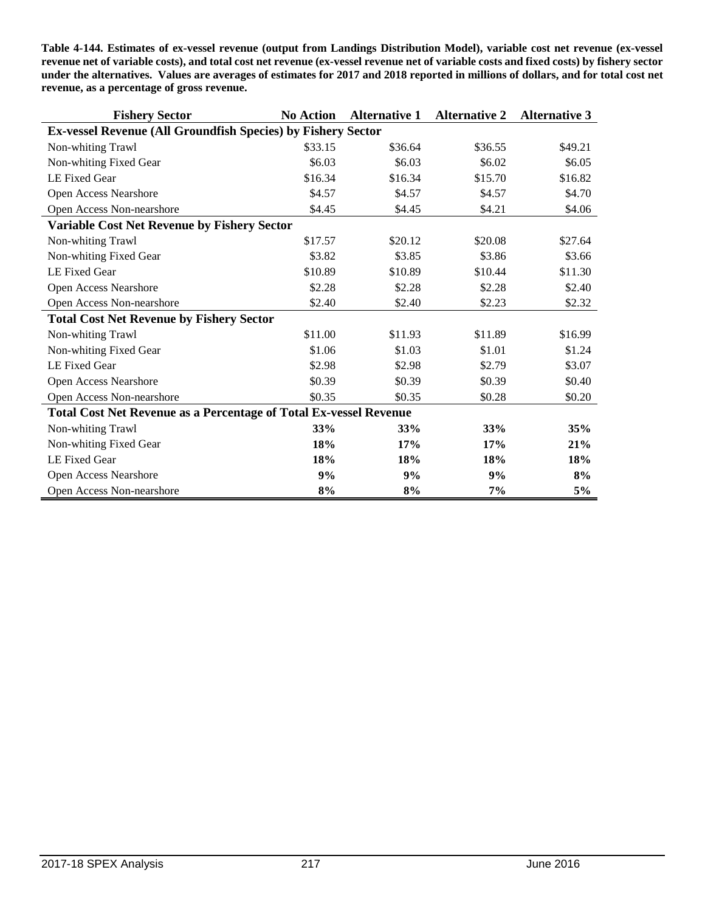**Table 4-144. Estimates of ex-vessel revenue (output from Landings Distribution Model), variable cost net revenue (ex-vessel revenue net of variable costs), and total cost net revenue (ex-vessel revenue net of variable costs and fixed costs) by fishery sector under the alternatives. Values are averages of estimates for 2017 and 2018 reported in millions of dollars, and for total cost net revenue, as a percentage of gross revenue.**

| Fishery Sector | No Action | Alternative 1 | Alternative 2 | Alternative 3 |
|---|---|---|---|---|
| **Ex-vessel Revenue (All Groundfish Species) by Fishery Sector** | | | | |
| Non-whiting Trawl | $33.15 | $36.64 | $36.55 | $49.21 |
| Non-whiting Fixed Gear | $6.03 | $6.03 | $6.02 | $6.05 |
| LE Fixed Gear | $16.34 | $16.34 | $15.70 | $16.82 |
| Open Access Nearshore | $4.57 | $4.57 | $4.57 | $4.70 |
| Open Access Non-nearshore | $4.45 | $4.45 | $4.21 | $4.06 |
| **Variable Cost Net Revenue by Fishery Sector** | | | | |
| Non-whiting Trawl | $17.57 | $20.12 | $20.08 | $27.64 |
| Non-whiting Fixed Gear | $3.82 | $3.85 | $3.86 | $3.66 |
| LE Fixed Gear | $10.89 | $10.89 | $10.44 | $11.30 |
| Open Access Nearshore | $2.28 | $2.28 | $2.28 | $2.40 |
| Open Access Non-nearshore | $2.40 | $2.40 | $2.23 | $2.32 |
| **Total Cost Net Revenue by Fishery Sector** | | | | |
| Non-whiting Trawl | $11.00 | $11.93 | $11.89 | $16.99 |
| Non-whiting Fixed Gear | $1.06 | $1.03 | $1.01 | $1.24 |
| LE Fixed Gear | $2.98 | $2.98 | $2.79 | $3.07 |
| Open Access Nearshore | $0.39 | $0.39 | $0.39 | $0.40 |
| Open Access Non-nearshore | $0.35 | $0.35 | $0.28 | $0.20 |
| **Total Cost Net Revenue as a Percentage of Total Ex-vessel Revenue** | | | | |
| Non-whiting Trawl | **33%** | **33%** | **33%** | **35%** |
| Non-whiting Fixed Gear | **18%** | **17%** | **17%** | **21%** |
| LE Fixed Gear | **18%** | **18%** | **18%** | **18%** |
| Open Access Nearshore | **9%** | **9%** | **9%** | **8%** |
| Open Access Non-nearshore | **8%** | **8%** | **7%** | **5%** |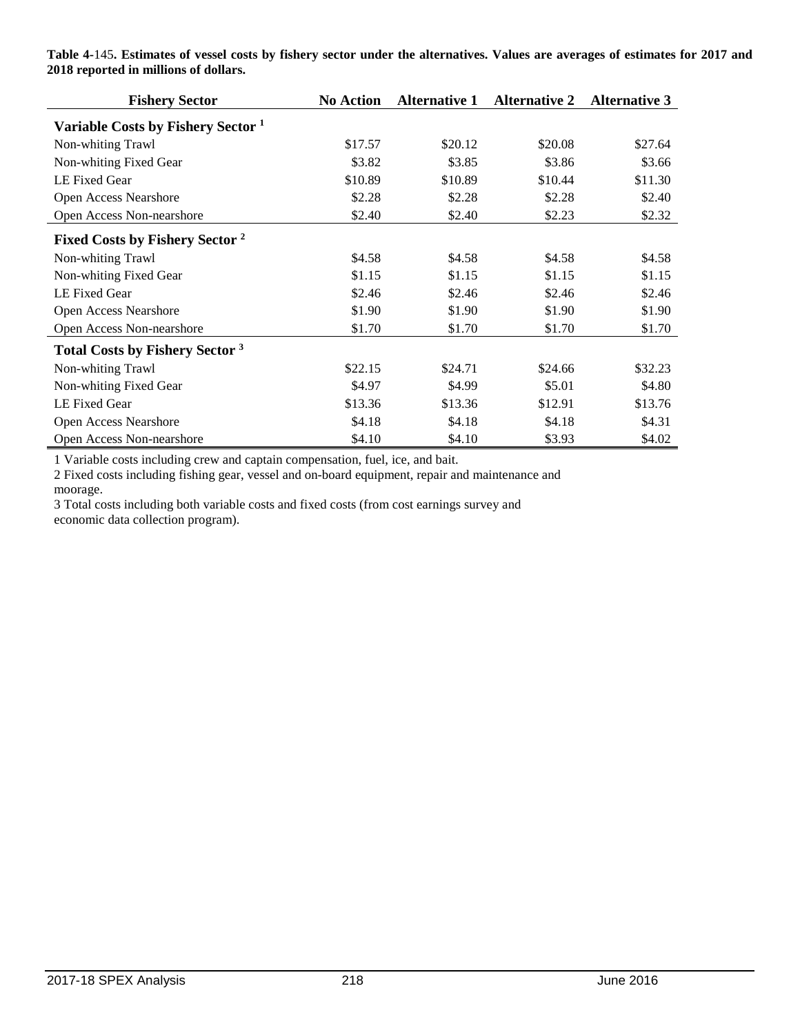**Table 4-145. Estimates of vessel costs by fishery sector under the alternatives. Values are averages of estimates for 2017 and 2018 reported in millions of dollars.**

| Fishery Sector | No Action | Alternative 1 | Alternative 2 | Alternative 3 |
|---|---|---|---|---|
| **Variable Costs by Fishery Sector [1]** | | | | |
| Non-whiting Trawl | $17.57 | $20.12 | $20.08 | $27.64 |
| Non-whiting Fixed Gear | $3.82 | $3.85 | $3.86 | $3.66 |
| LE Fixed Gear | $10.89 | $10.89 | $10.44 | $11.30 |
| Open Access Nearshore | $2.28 | $2.28 | $2.28 | $2.40 |
| Open Access Non-nearshore | $2.40 | $2.40 | $2.23 | $2.32 |
| **Fixed Costs by Fishery Sector [2]** | | | | |
| Non-whiting Trawl | $4.58 | $4.58 | $4.58 | $4.58 |
| Non-whiting Fixed Gear | $1.15 | $1.15 | $1.15 | $1.15 |
| LE Fixed Gear | $2.46 | $2.46 | $2.46 | $2.46 |
| Open Access Nearshore | $1.90 | $1.90 | $1.90 | $1.90 |
| Open Access Non-nearshore | $1.70 | $1.70 | $1.70 | $1.70 |
| **Total Costs by Fishery Sector [3]** | | | | |
| Non-whiting Trawl | $22.15 | $24.71 | $24.66 | $32.23 |
| Non-whiting Fixed Gear | $4.97 | $4.99 | $5.01 | $4.80 |
| LE Fixed Gear | $13.36 | $13.36 | $12.91 | $13.76 |
| Open Access Nearshore | $4.18 | $4.18 | $4.18 | $4.31 |
| Open Access Non-nearshore | $4.10 | $4.10 | $3.93 | $4.02 |

1 Variable costs including crew and captain compensation, fuel, ice, and bait.

2 Fixed costs including fishing gear, vessel and on-board equipment, repair and maintenance and moorage.

3 Total costs including both variable costs and fixed costs (from cost earnings survey and economic data collection program).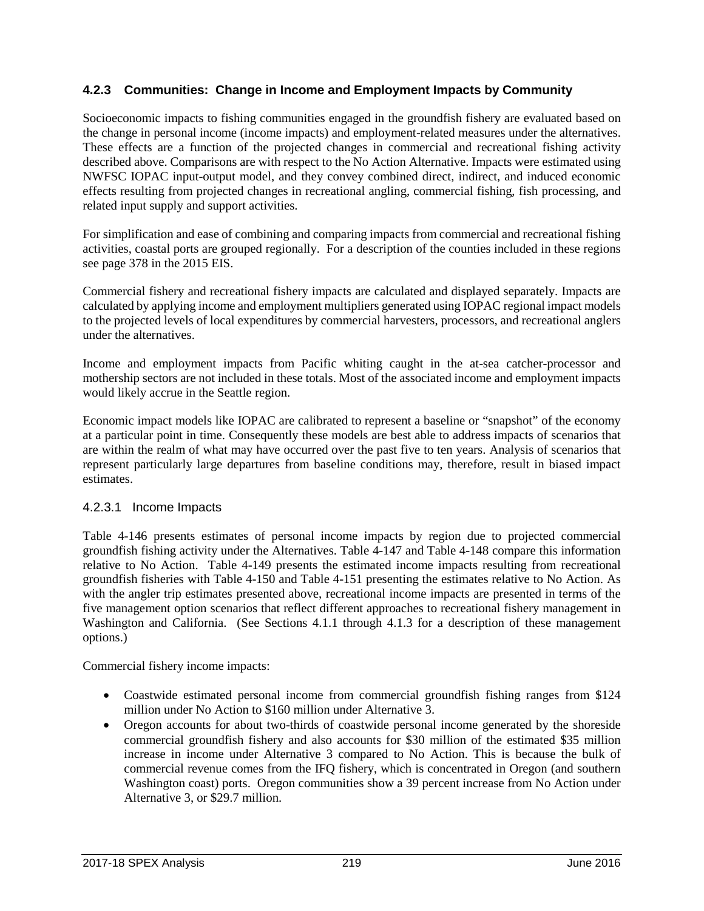### 4.2.3 Communities: Change in Income and Employment Impacts by Community

Socioeconomic impacts to fishing communities engaged in the groundfish fishery are evaluated based on the change in personal income (income impacts) and employment-related measures under the alternatives. These effects are a function of the projected changes in commercial and recreational fishing activity described above. Comparisons are with respect to the No Action Alternative. Impacts were estimated using NWFSC IOPAC input-output model, and they convey combined direct, indirect, and induced economic effects resulting from projected changes in recreational angling, commercial fishing, fish processing, and related input supply and support activities.

For simplification and ease of combining and comparing impacts from commercial and recreational fishing activities, coastal ports are grouped regionally. For a description of the counties included in these regions see page 378 in the 2015 EIS.

Commercial fishery and recreational fishery impacts are calculated and displayed separately. Impacts are calculated by applying income and employment multipliers generated using IOPAC regional impact models to the projected levels of local expenditures by commercial harvesters, processors, and recreational anglers under the alternatives.

Income and employment impacts from Pacific whiting caught in the at-sea catcher-processor and mothership sectors are not included in these totals. Most of the associated income and employment impacts would likely accrue in the Seattle region.

Economic impact models like IOPAC are calibrated to represent a baseline or "snapshot" of the economy at a particular point in time. Consequently these models are best able to address impacts of scenarios that are within the realm of what may have occurred over the past five to ten years. Analysis of scenarios that represent particularly large departures from baseline conditions may, therefore, result in biased impact estimates.

#### 4.2.3.1 Income Impacts

Table 4-146 presents estimates of personal income impacts by region due to projected commercial groundfish fishing activity under the Alternatives. Table 4-147 and Table 4-148 compare this information relative to No Action. Table 4-149 presents the estimated income impacts resulting from recreational groundfish fisheries with Table 4-150 and Table 4-151 presenting the estimates relative to No Action. As with the angler trip estimates presented above, recreational income impacts are presented in terms of the five management option scenarios that reflect different approaches to recreational fishery management in Washington and California. (See Sections 4.1.1 through 4.1.3 for a description of these management options.)

Commercial fishery income impacts:

- Coastwide estimated personal income from commercial groundfish fishing ranges from $124 million under No Action to $160 million under Alternative 3.
- Oregon accounts for about two-thirds of coastwide personal income generated by the shoreside commercial groundfish fishery and also accounts for $30 million of the estimated $35 million increase in income under Alternative 3 compared to No Action. This is because the bulk of commercial revenue comes from the IFQ fishery, which is concentrated in Oregon (and southern Washington coast) ports. Oregon communities show a 39 percent increase from No Action under Alternative 3, or $29.7 million.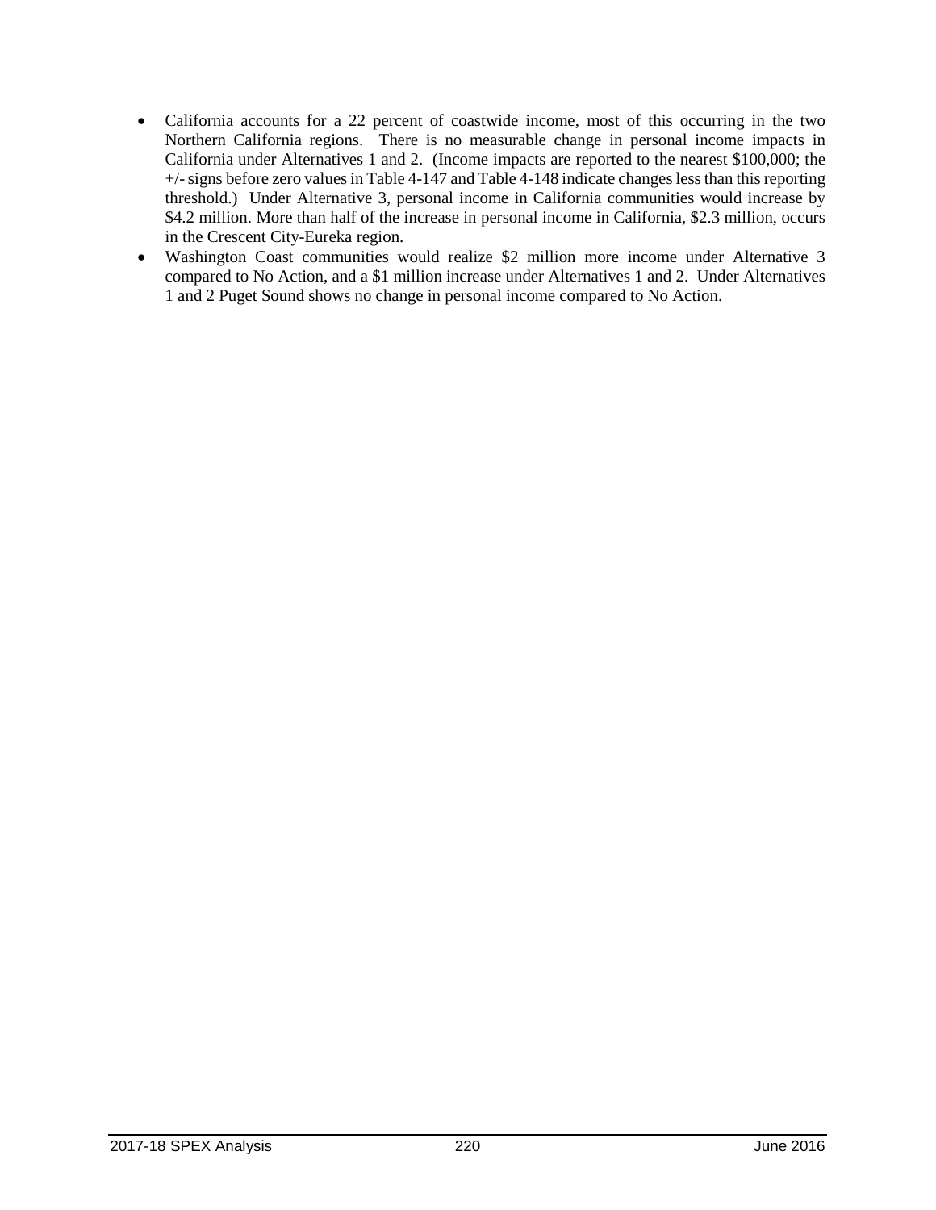- California accounts for a 22 percent of coastwide income, most of this occurring in the two Northern California regions. There is no measurable change in personal income impacts in California under Alternatives 1 and 2. (Income impacts are reported to the nearest $100,000; the +/- signs before zero values in Table 4-147 and Table 4-148 indicate changes less than this reporting threshold.) Under Alternative 3, personal income in California communities would increase by $4.2 million. More than half of the increase in personal income in California, $2.3 million, occurs in the Crescent City-Eureka region.
- Washington Coast communities would realize $2 million more income under Alternative 3 compared to No Action, and a $1 million increase under Alternatives 1 and 2. Under Alternatives 1 and 2 Puget Sound shows no change in personal income compared to No Action.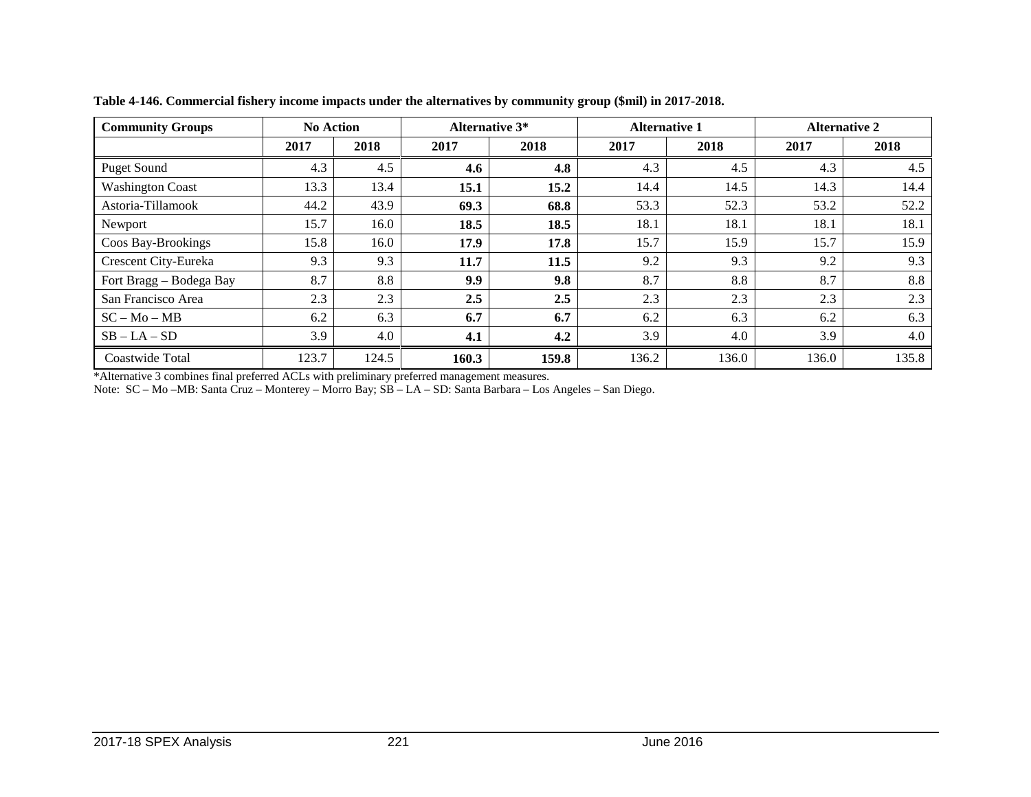**Table 4-146. Commercial fishery income impacts under the alternatives by community group ($mil) in 2017-2018.**

| Community Groups | No Action | | Alternative 3* | | Alternative 1 | | Alternative 2 | |
|---|---|---|---|---|---|---|---|---|
| | 2017 | 2018 | 2017 | 2018 | 2017 | 2018 | 2017 | 2018 |
| Puget Sound | 4.3 | 4.5 | **4.6** | **4.8** | 4.3 | 4.5 | 4.3 | 4.5 |
| Washington Coast | 13.3 | 13.4 | **15.1** | **15.2** | 14.4 | 14.5 | 14.3 | 14.4 |
| Astoria-Tillamook | 44.2 | 43.9 | **69.3** | **68.8** | 53.3 | 52.3 | 53.2 | 52.2 |
| Newport | 15.7 | 16.0 | **18.5** | **18.5** | 18.1 | 18.1 | 18.1 | 18.1 |
| Coos Bay-Brookings | 15.8 | 16.0 | **17.9** | **17.8** | 15.7 | 15.9 | 15.7 | 15.9 |
| Crescent City-Eureka | 9.3 | 9.3 | **11.7** | **11.5** | 9.2 | 9.3 | 9.2 | 9.3 |
| Fort Bragg – Bodega Bay | 8.7 | 8.8 | **9.9** | **9.8** | 8.7 | 8.8 | 8.7 | 8.8 |
| San Francisco Area | 2.3 | 2.3 | **2.5** | **2.5** | 2.3 | 2.3 | 2.3 | 2.3 |
| SC – Mo – MB | 6.2 | 6.3 | **6.7** | **6.7** | 6.2 | 6.3 | 6.2 | 6.3 |
| SB – LA – SD | 3.9 | 4.0 | **4.1** | **4.2** | 3.9 | 4.0 | 3.9 | 4.0 |
| Coastwide Total | 123.7 | 124.5 | **160.3** | **159.8** | 136.2 | 136.0 | 136.0 | 135.8 |

*Alternative 3 combines final preferred ACLs with preliminary preferred management measures.

Note: SC – Mo –MB: Santa Cruz – Monterey – Morro Bay; SB – LA – SD: Santa Barbara – Los Angeles – San Diego.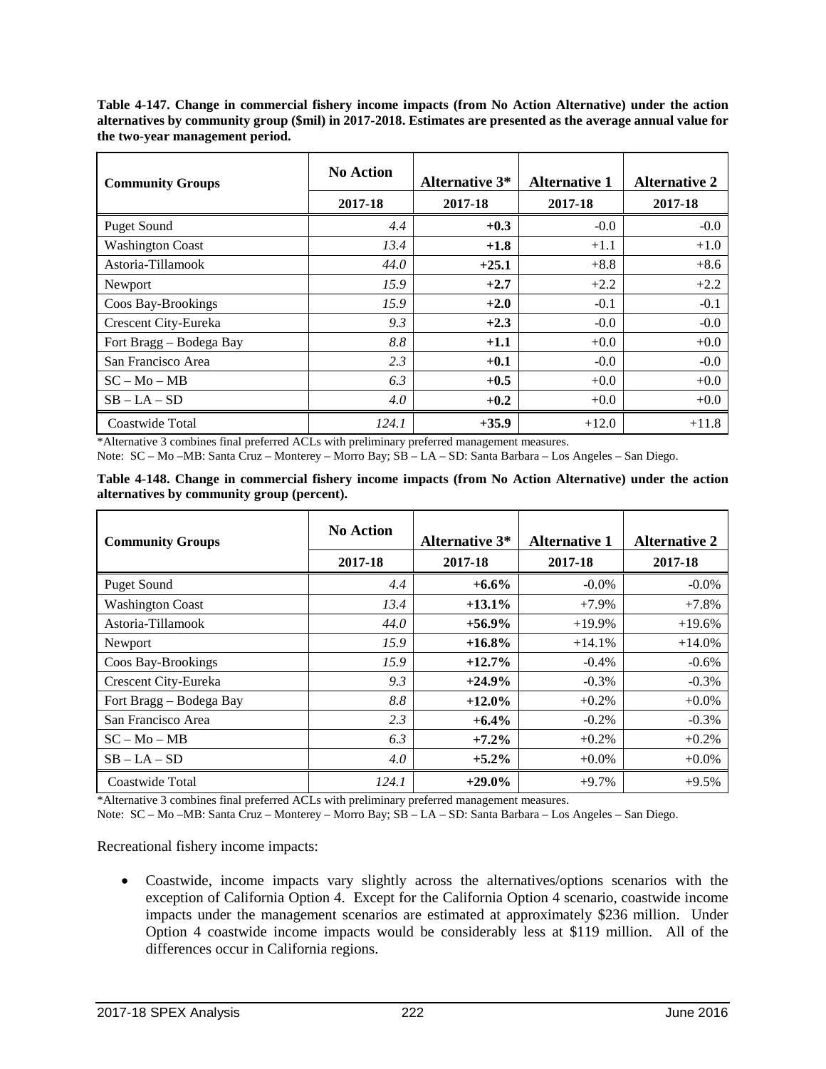**Table 4-147. Change in commercial fishery income impacts (from No Action Alternative) under the action alternatives by community group ($mil) in 2017-2018. Estimates are presented as the average annual value for the two-year management period.**

| Community Groups | No Action | Alternative 3* | Alternative 1 | Alternative 2 |
|---|---|---|---|---|
| | 2017-18 | 2017-18 | 2017-18 | 2017-18 |
| Puget Sound | *4.4* | **+0.3** | -0.0 | -0.0 |
| Washington Coast | *13.4* | **+1.8** | +1.1 | +1.0 |
| Astoria-Tillamook | *44.0* | **+25.1** | +8.8 | +8.6 |
| Newport | *15.9* | **+2.7** | +2.2 | +2.2 |
| Coos Bay-Brookings | *15.9* | **+2.0** | -0.1 | -0.1 |
| Crescent City-Eureka | *9.3* | **+2.3** | -0.0 | -0.0 |
| Fort Bragg – Bodega Bay | *8.8* | **+1.1** | +0.0 | +0.0 |
| San Francisco Area | *2.3* | **+0.1** | -0.0 | -0.0 |
| SC – Mo – MB | *6.3* | **+0.5** | +0.0 | +0.0 |
| SB – LA – SD | *4.0* | **+0.2** | +0.0 | +0.0 |
| Coastwide Total | *124.1* | **+35.9** | +12.0 | +11.8 |

*Alternative 3 combines final preferred ACLs with preliminary preferred management measures.

Note: SC – Mo –MB: Santa Cruz – Monterey – Morro Bay; SB – LA – SD: Santa Barbara – Los Angeles – San Diego.

**Table 4-148. Change in commercial fishery income impacts (from No Action Alternative) under the action alternatives by community group (percent).**

| Community Groups | No Action | Alternative 3* | Alternative 1 | Alternative 2 |
|---|---|---|---|---|
| | 2017-18 | 2017-18 | 2017-18 | 2017-18 |
| Puget Sound | *4.4* | **+6.6%** | -0.0% | -0.0% |
| Washington Coast | *13.4* | **+13.1%** | +7.9% | +7.8% |
| Astoria-Tillamook | *44.0* | **+56.9%** | +19.9% | +19.6% |
| Newport | *15.9* | **+16.8%** | +14.1% | +14.0% |
| Coos Bay-Brookings | *15.9* | **+12.7%** | -0.4% | -0.6% |
| Crescent City-Eureka | *9.3* | **+24.9%** | -0.3% | -0.3% |
| Fort Bragg – Bodega Bay | *8.8* | **+12.0%** | +0.2% | +0.0% |
| San Francisco Area | *2.3* | **+6.4%** | -0.2% | -0.3% |
| SC – Mo – MB | *6.3* | **+7.2%** | +0.2% | +0.2% |
| SB – LA – SD | *4.0* | **+5.2%** | +0.0% | +0.0% |
| Coastwide Total | *124.1* | **+29.0%** | +9.7% | +9.5% |

*Alternative 3 combines final preferred ACLs with preliminary preferred management measures.

Note: SC – Mo –MB: Santa Cruz – Monterey – Morro Bay; SB – LA – SD: Santa Barbara – Los Angeles – San Diego.

Recreational fishery income impacts:

- Coastwide, income impacts vary slightly across the alternatives/options scenarios with the exception of California Option 4. Except for the California Option 4 scenario, coastwide income impacts under the management scenarios are estimated at approximately $236 million. Under Option 4 coastwide income impacts would be considerably less at $119 million. All of the differences occur in California regions.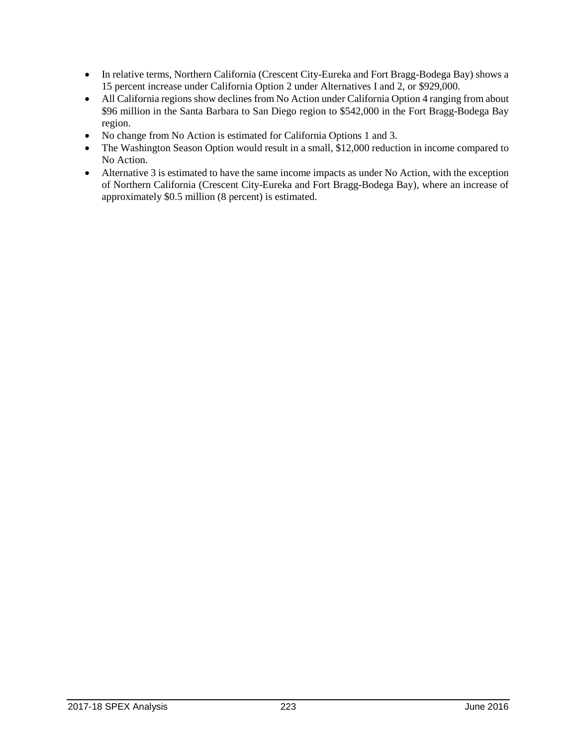- In relative terms, Northern California (Crescent City-Eureka and Fort Bragg-Bodega Bay) shows a 15 percent increase under California Option 2 under Alternatives I and 2, or $929,000.
- All California regions show declines from No Action under California Option 4 ranging from about $96 million in the Santa Barbara to San Diego region to $542,000 in the Fort Bragg-Bodega Bay region.
- No change from No Action is estimated for California Options 1 and 3.
- The Washington Season Option would result in a small, $12,000 reduction in income compared to No Action.
- Alternative 3 is estimated to have the same income impacts as under No Action, with the exception of Northern California (Crescent City-Eureka and Fort Bragg-Bodega Bay), where an increase of approximately $0.5 million (8 percent) is estimated.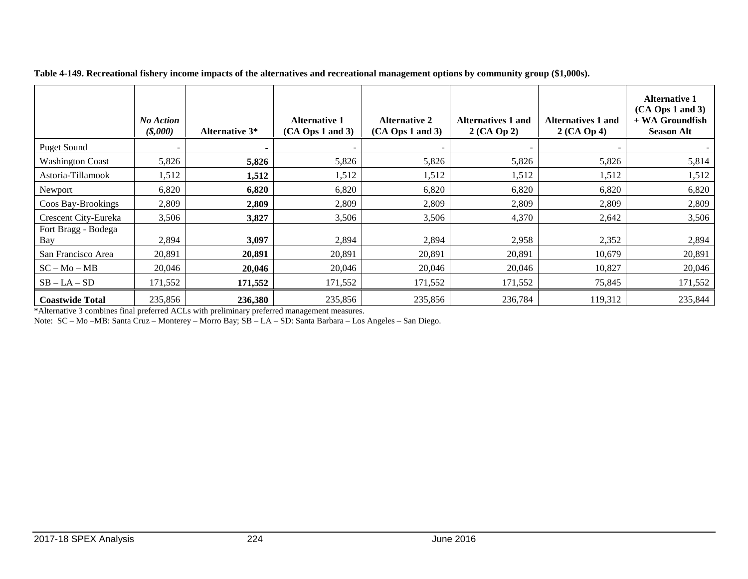**Table 4-149. Recreational fishery income impacts of the alternatives and recreational management options by community group ($1,000s).**

| | *No Action ($,000)* | **Alternative 3*** | **Alternative 1 (CA Ops 1 and 3)** | **Alternative 2 (CA Ops 1 and 3)** | **Alternatives 1 and 2 (CA Op 2)** | **Alternatives 1 and 2 (CA Op 4)** | **Alternative 1 (CA Ops 1 and 3) + WA Groundfish Season Alt** |
|---|---|---|---|---|---|---|---|
| Puget Sound | - | **-** | - | - | - | - | - |
| Washington Coast | 5,826 | **5,826** | 5,826 | 5,826 | 5,826 | 5,826 | 5,814 |
| Astoria-Tillamook | 1,512 | **1,512** | 1,512 | 1,512 | 1,512 | 1,512 | 1,512 |
| Newport | 6,820 | **6,820** | 6,820 | 6,820 | 6,820 | 6,820 | 6,820 |
| Coos Bay-Brookings | 2,809 | **2,809** | 2,809 | 2,809 | 2,809 | 2,809 | 2,809 |
| Crescent City-Eureka | 3,506 | **3,827** | 3,506 | 3,506 | 4,370 | 2,642 | 3,506 |
| Fort Bragg - Bodega Bay | 2,894 | **3,097** | 2,894 | 2,894 | 2,958 | 2,352 | 2,894 |
| San Francisco Area | 20,891 | **20,891** | 20,891 | 20,891 | 20,891 | 10,679 | 20,891 |
| SC – Mo – MB | 20,046 | **20,046** | 20,046 | 20,046 | 20,046 | 10,827 | 20,046 |
| SB – LA – SD | 171,552 | **171,552** | 171,552 | 171,552 | 171,552 | 75,845 | 171,552 |
| **Coastwide Total** | 235,856 | **236,380** | 235,856 | 235,856 | 236,784 | 119,312 | 235,844 |

*Alternative 3 combines final preferred ACLs with preliminary preferred management measures.

Note: SC – Mo –MB: Santa Cruz – Monterey – Morro Bay; SB – LA – SD: Santa Barbara – Los Angeles – San Diego.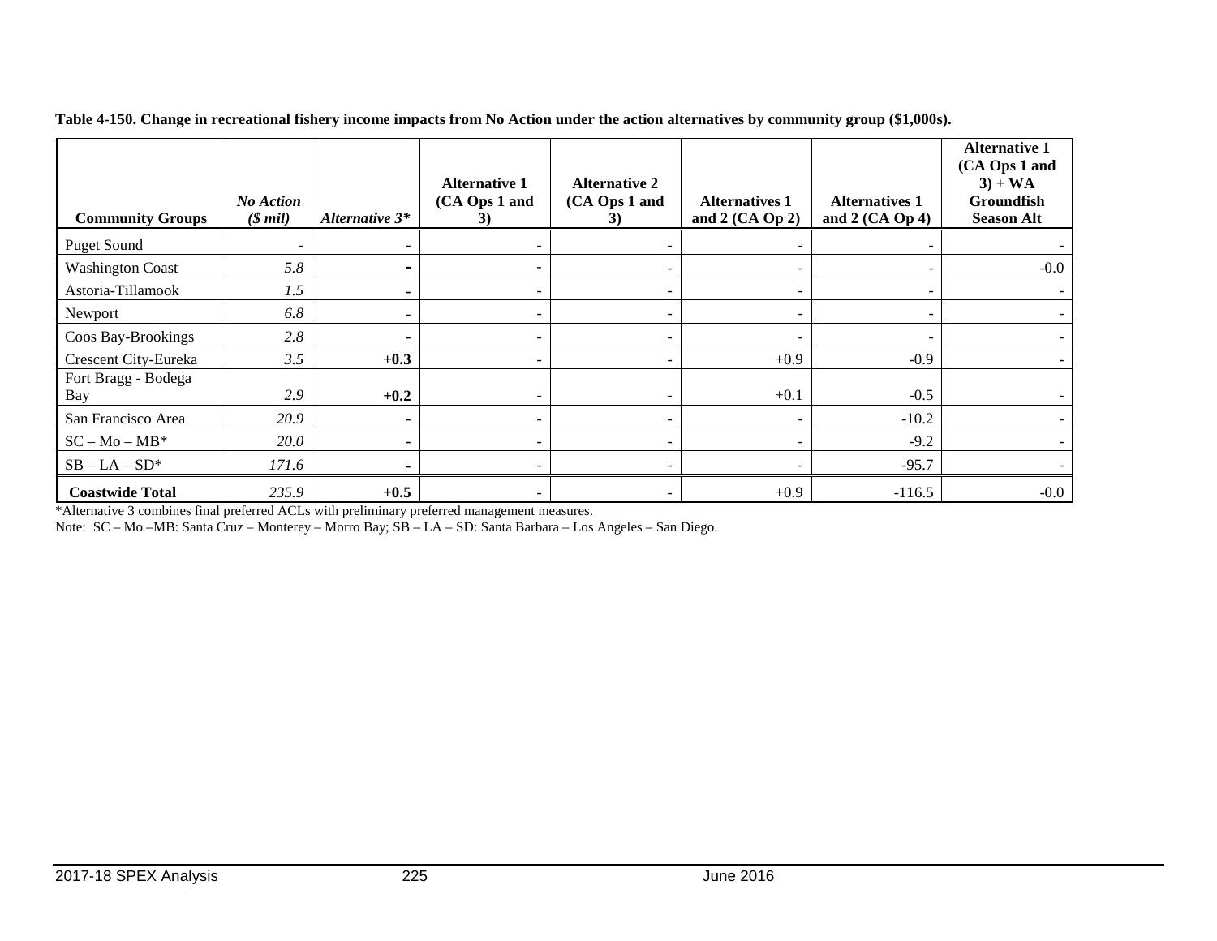**Table 4-150. Change in recreational fishery income impacts from No Action under the action alternatives by community group ($1,000s).**

| Community Groups | *No Action ($ mil)* | *Alternative 3** | Alternative 1 (CA Ops 1 and 3) | Alternative 2 (CA Ops 1 and 3) | Alternatives 1 and 2 (CA Op 2) | Alternatives 1 and 2 (CA Op 4) | Alternative 1 (CA Ops 1 and 3) + WA Groundfish Season Alt |
|---|---|---|---|---|---|---|---|
| Puget Sound | - | - | - | - | - | - | - |
| Washington Coast | *5.8* | **-** | - | - | - | - | -0.0 |
| Astoria-Tillamook | *1.5* | **-** | - | - | - | - | - |
| Newport | *6.8* | **-** | - | - | - | - | - |
| Coos Bay-Brookings | *2.8* | **-** | - | - | - | - | - |
| Crescent City-Eureka | *3.5* | **+0.3** | - | - | +0.9 | -0.9 | - |
| Fort Bragg - Bodega Bay | *2.9* | **+0.2** | - | - | +0.1 | -0.5 | - |
| San Francisco Area | *20.9* | **-** | - | - | - | -10.2 | - |
| SC – Mo – MB* | *20.0* | **-** | - | - | - | -9.2 | - |
| SB – LA – SD* | *171.6* | **-** | - | - | - | -95.7 | - |
| **Coastwide Total** | *235.9* | **+0.5** | - | - | +0.9 | -116.5 | -0.0 |

*Alternative 3 combines final preferred ACLs with preliminary preferred management measures.

Note: SC – Mo –MB: Santa Cruz – Monterey – Morro Bay; SB – LA – SD: Santa Barbara – Los Angeles – San Diego.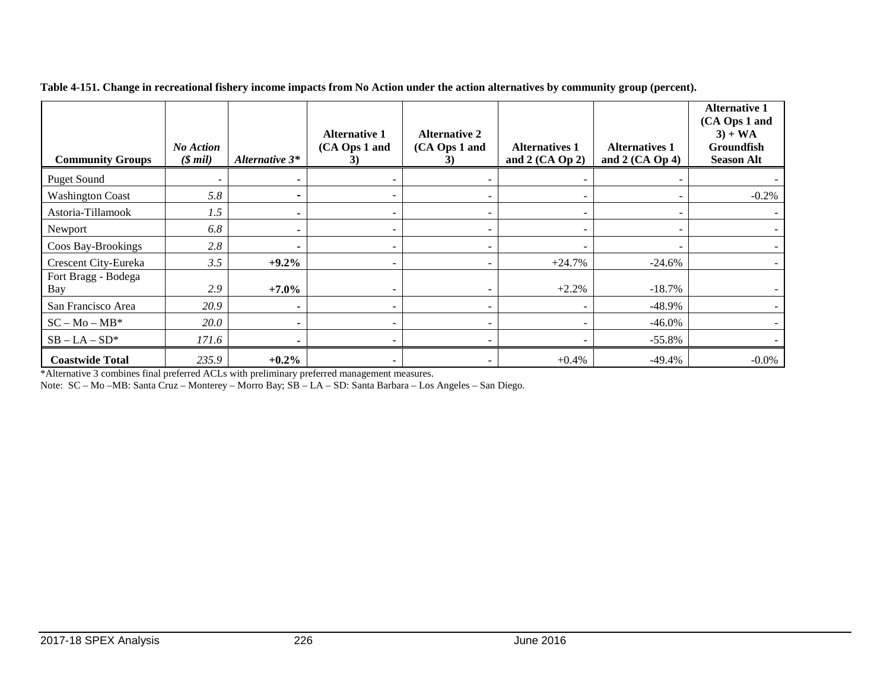**Table 4-151. Change in recreational fishery income impacts from No Action under the action alternatives by community group (percent).**

| Community Groups | *No Action ($ mil)* | *Alternative 3** | Alternative 1 (CA Ops 1 and 3) | Alternative 2 (CA Ops 1 and 3) | Alternatives 1 and 2 (CA Op 2) | Alternatives 1 and 2 (CA Op 4) | Alternative 1 (CA Ops 1 and 3) + WA Groundfish Season Alt |
|---|---|---|---|---|---|---|---|
| Puget Sound | - | - | - | - | - | - | - |
| Washington Coast | *5.8* | **-** | - | - | - | - | -0.2% |
| Astoria-Tillamook | *1.5* | **-** | - | - | - | - | - |
| Newport | *6.8* | **-** | - | - | - | - | - |
| Coos Bay-Brookings | *2.8* | **-** | - | - | - | - | - |
| Crescent City-Eureka | *3.5* | **+9.2%** | - | - | +24.7% | -24.6% | - |
| Fort Bragg - Bodega Bay | *2.9* | **+7.0%** | - | - | +2.2% | -18.7% | - |
| San Francisco Area | *20.9* | **-** | - | - | - | -48.9% | - |
| SC – Mo – MB* | *20.0* | **-** | - | - | - | -46.0% | - |
| SB – LA – SD* | *171.6* | **-** | - | - | - | -55.8% | - |
| **Coastwide Total** | *235.9* | **+0.2%** | - | - | +0.4% | -49.4% | -0.0% |

*Alternative 3 combines final preferred ACLs with preliminary preferred management measures.

Note: SC – Mo –MB: Santa Cruz – Monterey – Morro Bay; SB – LA – SD: Santa Barbara – Los Angeles – San Diego.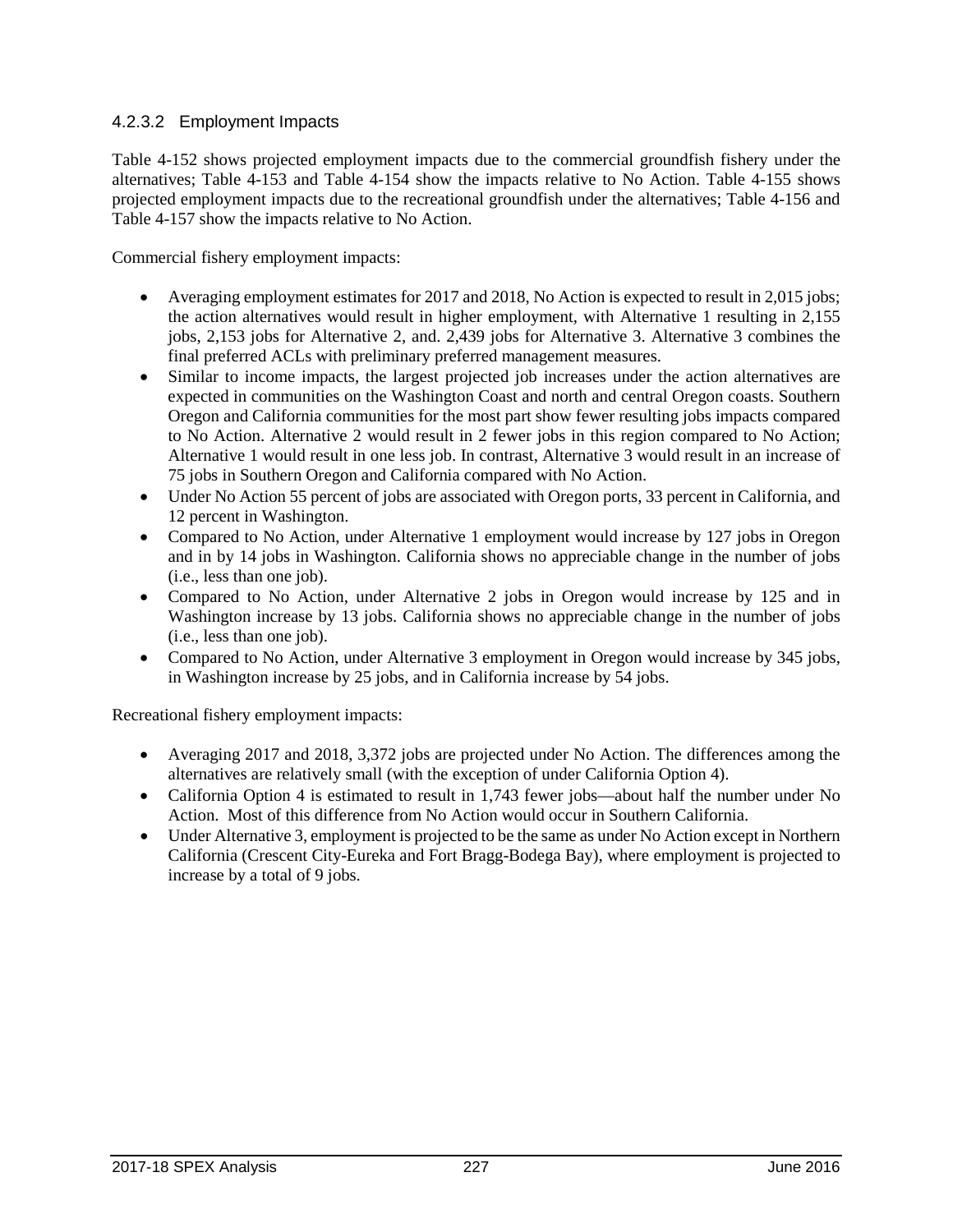#### 4.2.3.2 Employment Impacts

Table 4-152 shows projected employment impacts due to the commercial groundfish fishery under the alternatives; Table 4-153 and Table 4-154 show the impacts relative to No Action. Table 4-155 shows projected employment impacts due to the recreational groundfish under the alternatives; Table 4-156 and Table 4-157 show the impacts relative to No Action.

Commercial fishery employment impacts:

- Averaging employment estimates for 2017 and 2018, No Action is expected to result in 2,015 jobs; the action alternatives would result in higher employment, with Alternative 1 resulting in 2,155 jobs, 2,153 jobs for Alternative 2, and. 2,439 jobs for Alternative 3. Alternative 3 combines the final preferred ACLs with preliminary preferred management measures.
- Similar to income impacts, the largest projected job increases under the action alternatives are expected in communities on the Washington Coast and north and central Oregon coasts. Southern Oregon and California communities for the most part show fewer resulting jobs impacts compared to No Action. Alternative 2 would result in 2 fewer jobs in this region compared to No Action; Alternative 1 would result in one less job. In contrast, Alternative 3 would result in an increase of 75 jobs in Southern Oregon and California compared with No Action.
- Under No Action 55 percent of jobs are associated with Oregon ports, 33 percent in California, and 12 percent in Washington.
- Compared to No Action, under Alternative 1 employment would increase by 127 jobs in Oregon and in by 14 jobs in Washington. California shows no appreciable change in the number of jobs (i.e., less than one job).
- Compared to No Action, under Alternative 2 jobs in Oregon would increase by 125 and in Washington increase by 13 jobs. California shows no appreciable change in the number of jobs (i.e., less than one job).
- Compared to No Action, under Alternative 3 employment in Oregon would increase by 345 jobs, in Washington increase by 25 jobs, and in California increase by 54 jobs.

Recreational fishery employment impacts:

- Averaging 2017 and 2018, 3,372 jobs are projected under No Action. The differences among the alternatives are relatively small (with the exception of under California Option 4).
- California Option 4 is estimated to result in 1,743 fewer jobs—about half the number under No Action. Most of this difference from No Action would occur in Southern California.
- Under Alternative 3, employment is projected to be the same as under No Action except in Northern California (Crescent City-Eureka and Fort Bragg-Bodega Bay), where employment is projected to increase by a total of 9 jobs.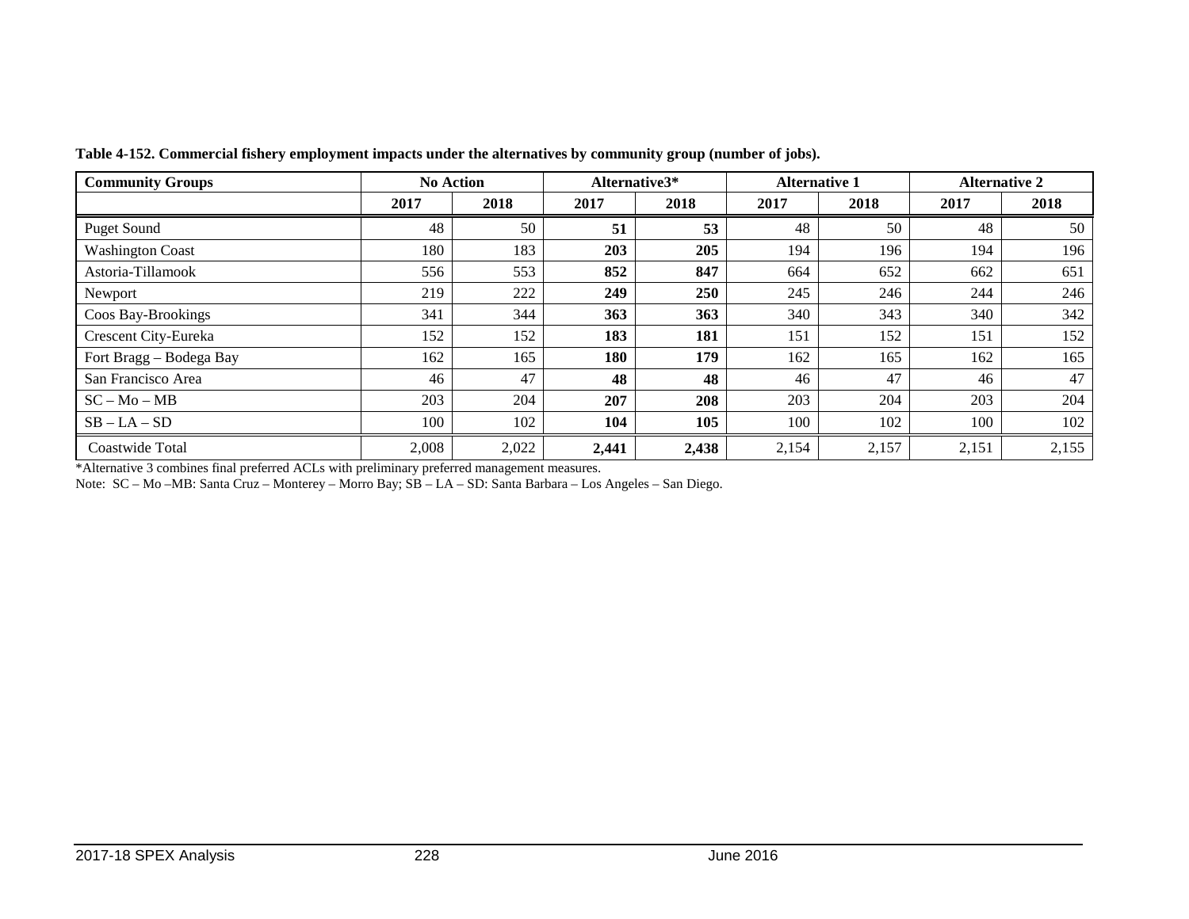**Table 4-152. Commercial fishery employment impacts under the alternatives by community group (number of jobs).**

| Community Groups | No Action | | Alternative3* | | Alternative 1 | | Alternative 2 | |
|---|---|---|---|---|---|---|---|---|
| | 2017 | 2018 | 2017 | 2018 | 2017 | 2018 | 2017 | 2018 |
| Puget Sound | 48 | 50 | **51** | **53** | 48 | 50 | 48 | 50 |
| Washington Coast | 180 | 183 | **203** | **205** | 194 | 196 | 194 | 196 |
| Astoria-Tillamook | 556 | 553 | **852** | **847** | 664 | 652 | 662 | 651 |
| Newport | 219 | 222 | **249** | **250** | 245 | 246 | 244 | 246 |
| Coos Bay-Brookings | 341 | 344 | **363** | **363** | 340 | 343 | 340 | 342 |
| Crescent City-Eureka | 152 | 152 | **183** | **181** | 151 | 152 | 151 | 152 |
| Fort Bragg – Bodega Bay | 162 | 165 | **180** | **179** | 162 | 165 | 162 | 165 |
| San Francisco Area | 46 | 47 | **48** | **48** | 46 | 47 | 46 | 47 |
| SC – Mo – MB | 203 | 204 | **207** | **208** | 203 | 204 | 203 | 204 |
| SB – LA – SD | 100 | 102 | **104** | **105** | 100 | 102 | 100 | 102 |
| Coastwide Total | 2,008 | 2,022 | **2,441** | **2,438** | 2,154 | 2,157 | 2,151 | 2,155 |

*Alternative 3 combines final preferred ACLs with preliminary preferred management measures.

Note: SC – Mo –MB: Santa Cruz – Monterey – Morro Bay; SB – LA – SD: Santa Barbara – Los Angeles – San Diego.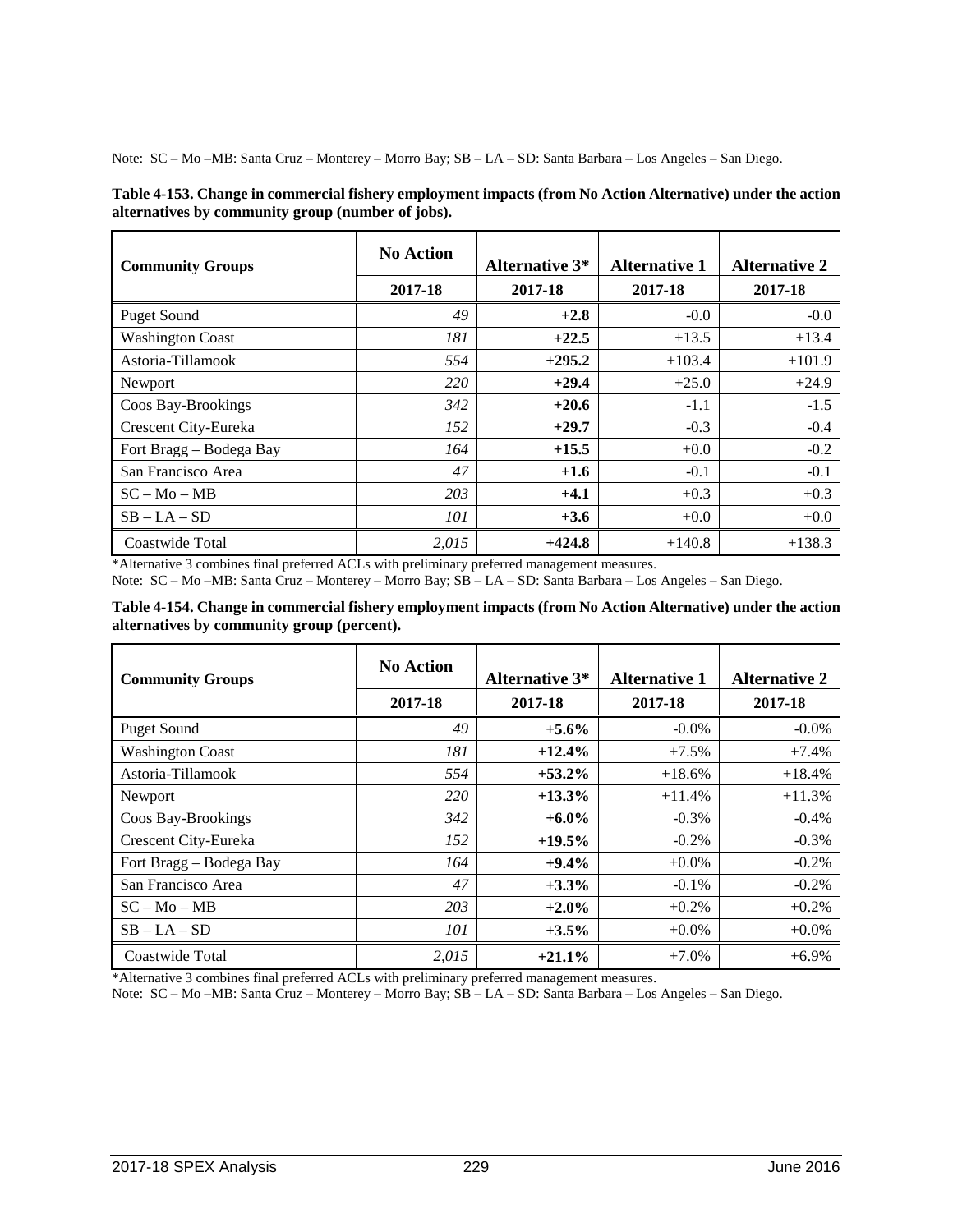Note: SC – Mo –MB: Santa Cruz – Monterey – Morro Bay; SB – LA – SD: Santa Barbara – Los Angeles – San Diego.

**Table 4-153. Change in commercial fishery employment impacts (from No Action Alternative) under the action alternatives by community group (number of jobs).**

| Community Groups | No Action | Alternative 3* | Alternative 1 | Alternative 2 |
|---|---|---|---|---|
| | 2017-18 | 2017-18 | 2017-18 | 2017-18 |
| Puget Sound | *49* | **+2.8** | -0.0 | -0.0 |
| Washington Coast | *181* | **+22.5** | +13.5 | +13.4 |
| Astoria-Tillamook | *554* | **+295.2** | +103.4 | +101.9 |
| Newport | *220* | **+29.4** | +25.0 | +24.9 |
| Coos Bay-Brookings | *342* | **+20.6** | -1.1 | -1.5 |
| Crescent City-Eureka | *152* | **+29.7** | -0.3 | -0.4 |
| Fort Bragg – Bodega Bay | *164* | **+15.5** | +0.0 | -0.2 |
| San Francisco Area | *47* | **+1.6** | -0.1 | -0.1 |
| SC – Mo – MB | *203* | **+4.1** | +0.3 | +0.3 |
| SB – LA – SD | *101* | **+3.6** | +0.0 | +0.0 |
| Coastwide Total | *2,015* | **+424.8** | +140.8 | +138.3 |

*Alternative 3 combines final preferred ACLs with preliminary preferred management measures.

Note: SC – Mo –MB: Santa Cruz – Monterey – Morro Bay; SB – LA – SD: Santa Barbara – Los Angeles – San Diego.

**Table 4-154. Change in commercial fishery employment impacts (from No Action Alternative) under the action alternatives by community group (percent).**

| Community Groups | No Action | Alternative 3* | Alternative 1 | Alternative 2 |
|---|---|---|---|---|
| | 2017-18 | 2017-18 | 2017-18 | 2017-18 |
| Puget Sound | *49* | **+5.6%** | -0.0% | -0.0% |
| Washington Coast | *181* | **+12.4%** | +7.5% | +7.4% |
| Astoria-Tillamook | *554* | **+53.2%** | +18.6% | +18.4% |
| Newport | *220* | **+13.3%** | +11.4% | +11.3% |
| Coos Bay-Brookings | *342* | **+6.0%** | -0.3% | -0.4% |
| Crescent City-Eureka | *152* | **+19.5%** | -0.2% | -0.3% |
| Fort Bragg – Bodega Bay | *164* | **+9.4%** | +0.0% | -0.2% |
| San Francisco Area | *47* | **+3.3%** | -0.1% | -0.2% |
| SC – Mo – MB | *203* | **+2.0%** | +0.2% | +0.2% |
| SB – LA – SD | *101* | **+3.5%** | +0.0% | +0.0% |
| Coastwide Total | *2,015* | **+21.1%** | +7.0% | +6.9% |

*Alternative 3 combines final preferred ACLs with preliminary preferred management measures.

Note: SC – Mo –MB: Santa Cruz – Monterey – Morro Bay; SB – LA – SD: Santa Barbara – Los Angeles – San Diego.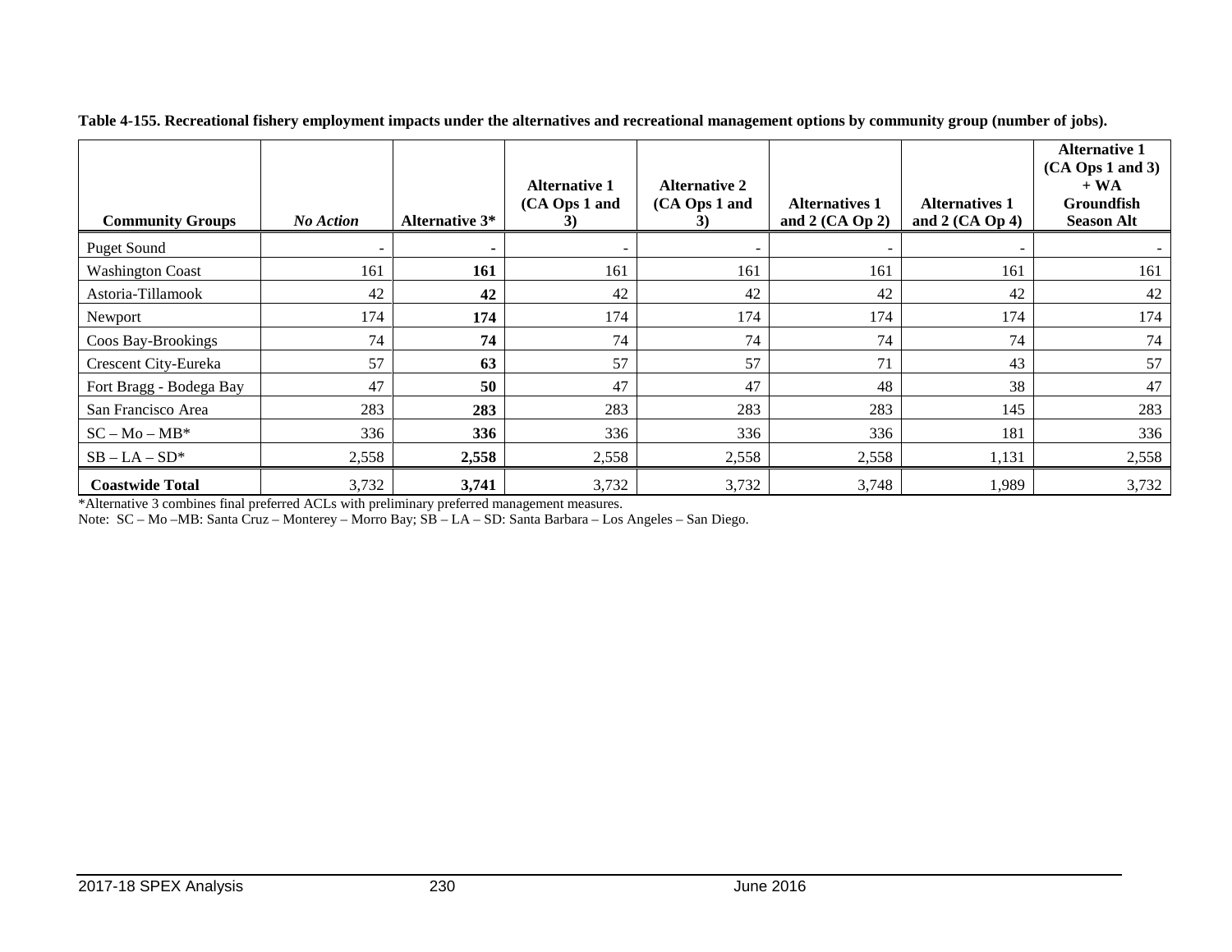**Table 4-155. Recreational fishery employment impacts under the alternatives and recreational management options by community group (number of jobs).**

| Community Groups | *No Action* | Alternative 3* | Alternative 1 (CA Ops 1 and 3) | Alternative 2 (CA Ops 1 and 3) | Alternatives 1 and 2 (CA Op 2) | Alternatives 1 and 2 (CA Op 4) | Alternative 1 (CA Ops 1 and 3) + WA Groundfish Season Alt |
|---|---|---|---|---|---|---|---|
| Puget Sound | - | **-** | - | - | - | - | - |
| Washington Coast | 161 | **161** | 161 | 161 | 161 | 161 | 161 |
| Astoria-Tillamook | 42 | **42** | 42 | 42 | 42 | 42 | 42 |
| Newport | 174 | **174** | 174 | 174 | 174 | 174 | 174 |
| Coos Bay-Brookings | 74 | **74** | 74 | 74 | 74 | 74 | 74 |
| Crescent City-Eureka | 57 | **63** | 57 | 57 | 71 | 43 | 57 |
| Fort Bragg - Bodega Bay | 47 | **50** | 47 | 47 | 48 | 38 | 47 |
| San Francisco Area | 283 | **283** | 283 | 283 | 283 | 145 | 283 |
| SC – Mo – MB* | 336 | **336** | 336 | 336 | 336 | 181 | 336 |
| SB – LA – SD* | 2,558 | **2,558** | 2,558 | 2,558 | 2,558 | 1,131 | 2,558 |
| **Coastwide Total** | 3,732 | **3,741** | 3,732 | 3,732 | 3,748 | 1,989 | 3,732 |

*Alternative 3 combines final preferred ACLs with preliminary preferred management measures.

Note: SC – Mo –MB: Santa Cruz – Monterey – Morro Bay; SB – LA – SD: Santa Barbara – Los Angeles – San Diego.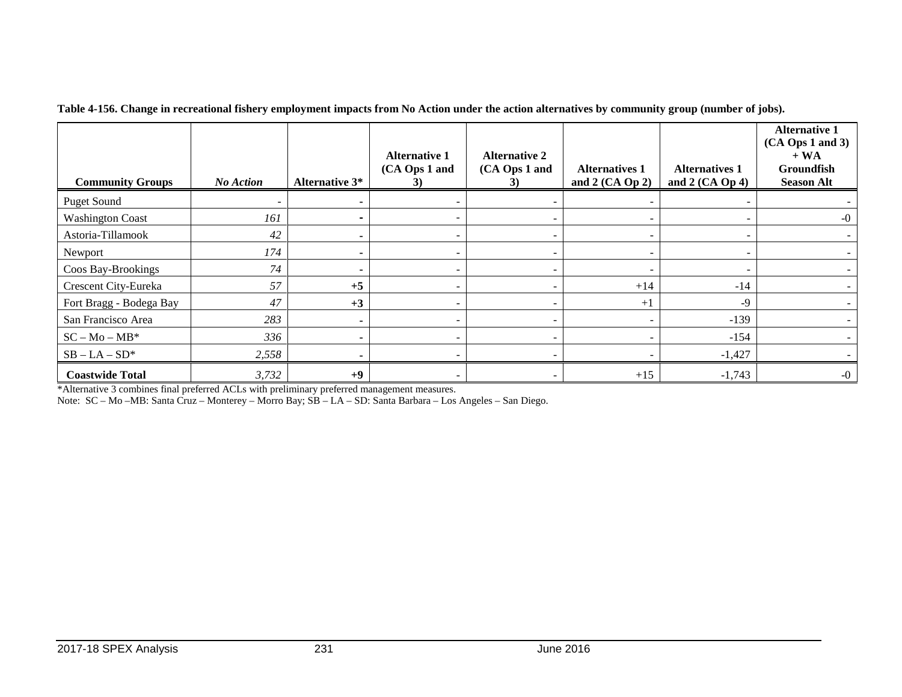**Table 4-156. Change in recreational fishery employment impacts from No Action under the action alternatives by community group (number of jobs).**

| **Community Groups** | ***No Action*** | **Alternative 3*** | **Alternative 1 (CA Ops 1 and 3)** | **Alternative 2 (CA Ops 1 and 3)** | **Alternatives 1 and 2 (CA Op 2)** | **Alternatives 1 and 2 (CA Op 4)** | **Alternative 1 (CA Ops 1 and 3) + WA Groundfish Season Alt** |
|---|---|---|---|---|---|---|---|
| Puget Sound | - | - | - | - | - | - | - |
| Washington Coast | *161* | - | - | - | - | - | -0 |
| Astoria-Tillamook | *42* | - | - | - | - | - | - |
| Newport | *174* | - | - | - | - | - | - |
| Coos Bay-Brookings | *74* | - | - | - | - | - | - |
| Crescent City-Eureka | *57* | **+5** | - | - | +14 | -14 | - |
| Fort Bragg - Bodega Bay | *47* | **+3** | - | - | +1 | -9 | - |
| San Francisco Area | *283* | - | - | - | - | -139 | - |
| SC – Mo – MB* | *336* | - | - | - | - | -154 | - |
| SB – LA – SD* | *2,558* | - | - | - | - | -1,427 | - |
| **Coastwide Total** | *3,732* | **+9** | - | - | +15 | -1,743 | -0 |

*Alternative 3 combines final preferred ACLs with preliminary preferred management measures.

Note: SC – Mo –MB: Santa Cruz – Monterey – Morro Bay; SB – LA – SD: Santa Barbara – Los Angeles – San Diego.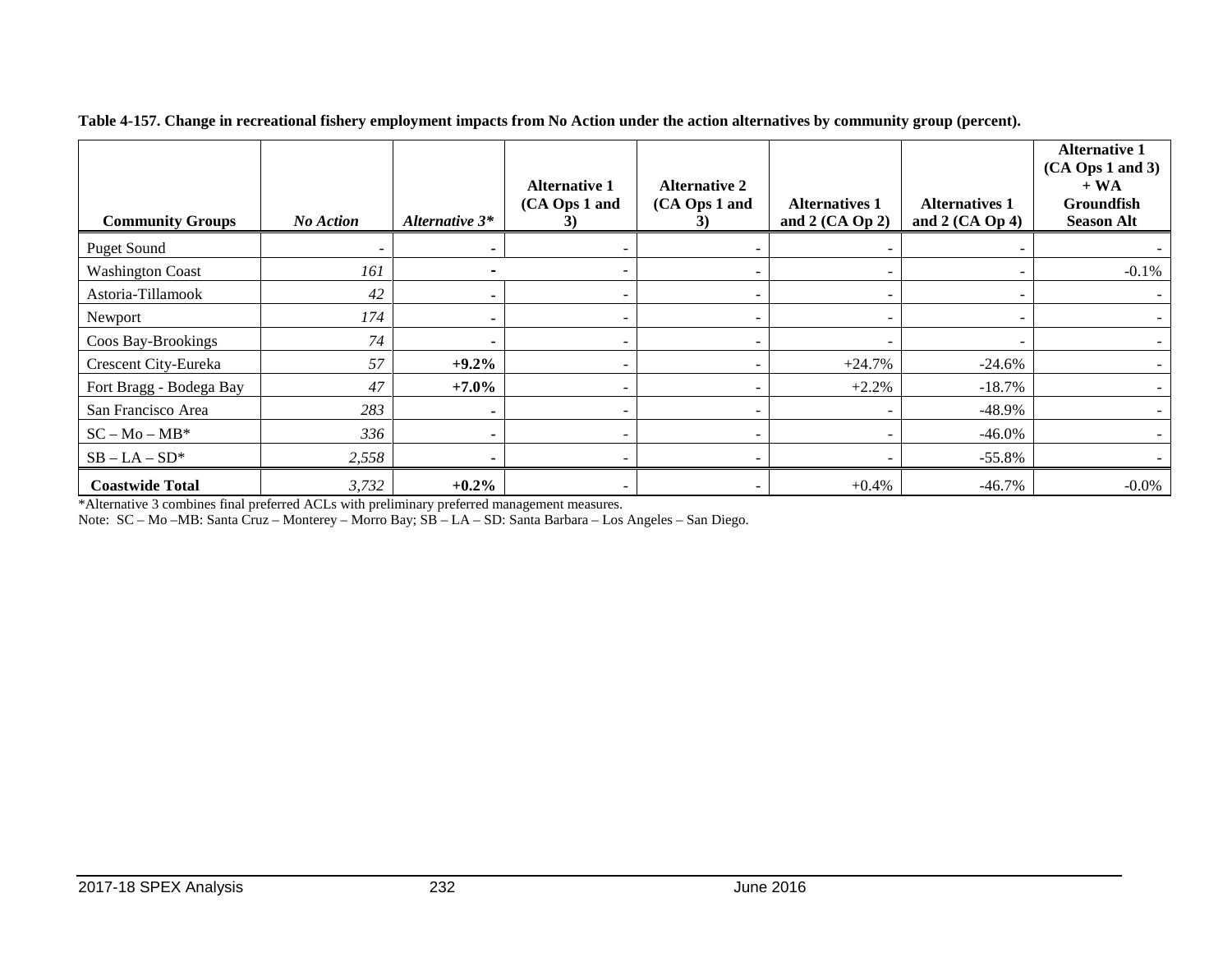**Table 4-157. Change in recreational fishery employment impacts from No Action under the action alternatives by community group (percent).**

| Community Groups | *No Action* | *Alternative 3\** | Alternative 1 (CA Ops 1 and 3) | Alternative 2 (CA Ops 1 and 3) | Alternatives 1 and 2 (CA Op 2) | Alternatives 1 and 2 (CA Op 4) | Alternative 1 (CA Ops 1 and 3) + WA Groundfish Season Alt |
|---|---|---|---|---|---|---|---|
| Puget Sound | - | - | - | - | - | - | - |
| Washington Coast | *161* | - | - | - | - | - | -0.1% |
| Astoria-Tillamook | *42* | - | - | - | - | - | - |
| Newport | *174* | - | - | - | - | - | - |
| Coos Bay-Brookings | *74* | - | - | - | - | - | - |
| Crescent City-Eureka | *57* | **+9.2%** | - | - | +24.7% | -24.6% | - |
| Fort Bragg - Bodega Bay | *47* | **+7.0%** | - | - | +2.2% | -18.7% | - |
| San Francisco Area | *283* | - | - | - | - | -48.9% | - |
| SC – Mo – MB* | *336* | - | - | - | - | -46.0% | - |
| SB – LA – SD* | *2,558* | - | - | - | - | -55.8% | - |
| **Coastwide Total** | *3,732* | **+0.2%** | - | - | +0.4% | -46.7% | -0.0% |

*Alternative 3 combines final preferred ACLs with preliminary preferred management measures.

Note: SC – Mo –MB: Santa Cruz – Monterey – Morro Bay; SB – LA – SD: Santa Barbara – Los Angeles – San Diego.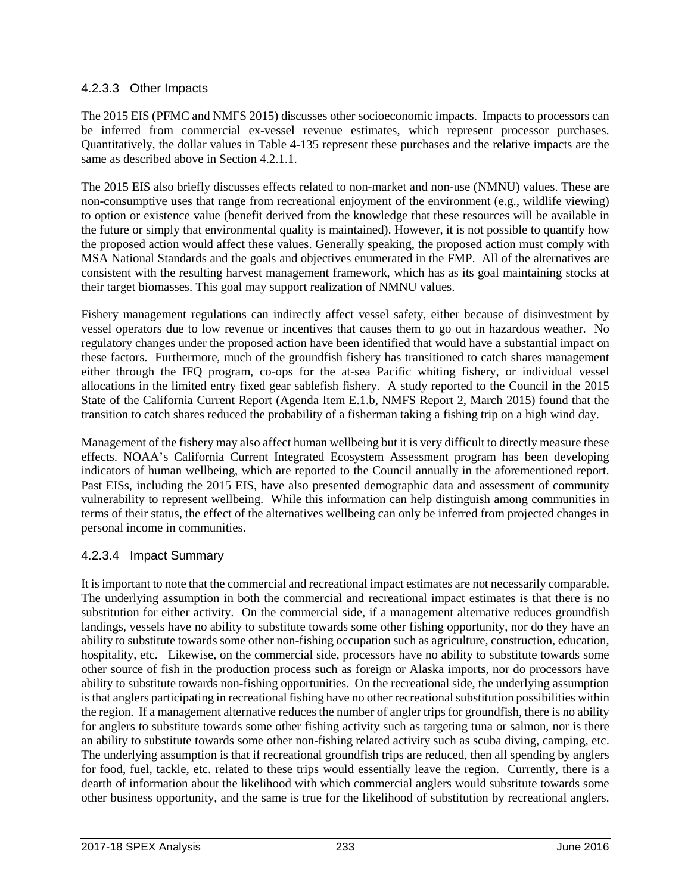#### 4.2.3.3 Other Impacts

The 2015 EIS (PFMC and NMFS 2015) discusses other socioeconomic impacts. Impacts to processors can be inferred from commercial ex-vessel revenue estimates, which represent processor purchases. Quantitatively, the dollar values in Table 4-135 represent these purchases and the relative impacts are the same as described above in Section 4.2.1.1.

The 2015 EIS also briefly discusses effects related to non-market and non-use (NMNU) values. These are non-consumptive uses that range from recreational enjoyment of the environment (e.g., wildlife viewing) to option or existence value (benefit derived from the knowledge that these resources will be available in the future or simply that environmental quality is maintained). However, it is not possible to quantify how the proposed action would affect these values. Generally speaking, the proposed action must comply with MSA National Standards and the goals and objectives enumerated in the FMP. All of the alternatives are consistent with the resulting harvest management framework, which has as its goal maintaining stocks at their target biomasses. This goal may support realization of NMNU values.

Fishery management regulations can indirectly affect vessel safety, either because of disinvestment by vessel operators due to low revenue or incentives that causes them to go out in hazardous weather. No regulatory changes under the proposed action have been identified that would have a substantial impact on these factors. Furthermore, much of the groundfish fishery has transitioned to catch shares management either through the IFQ program, co-ops for the at-sea Pacific whiting fishery, or individual vessel allocations in the limited entry fixed gear sablefish fishery. A study reported to the Council in the 2015 State of the California Current Report (Agenda Item E.1.b, NMFS Report 2, March 2015) found that the transition to catch shares reduced the probability of a fisherman taking a fishing trip on a high wind day.

Management of the fishery may also affect human wellbeing but it is very difficult to directly measure these effects. NOAA's California Current Integrated Ecosystem Assessment program has been developing indicators of human wellbeing, which are reported to the Council annually in the aforementioned report. Past EISs, including the 2015 EIS, have also presented demographic data and assessment of community vulnerability to represent wellbeing. While this information can help distinguish among communities in terms of their status, the effect of the alternatives wellbeing can only be inferred from projected changes in personal income in communities.

#### 4.2.3.4 Impact Summary

It is important to note that the commercial and recreational impact estimates are not necessarily comparable. The underlying assumption in both the commercial and recreational impact estimates is that there is no substitution for either activity. On the commercial side, if a management alternative reduces groundfish landings, vessels have no ability to substitute towards some other fishing opportunity, nor do they have an ability to substitute towards some other non-fishing occupation such as agriculture, construction, education, hospitality, etc. Likewise, on the commercial side, processors have no ability to substitute towards some other source of fish in the production process such as foreign or Alaska imports, nor do processors have ability to substitute towards non-fishing opportunities. On the recreational side, the underlying assumption is that anglers participating in recreational fishing have no other recreational substitution possibilities within the region. If a management alternative reduces the number of angler trips for groundfish, there is no ability for anglers to substitute towards some other fishing activity such as targeting tuna or salmon, nor is there an ability to substitute towards some other non-fishing related activity such as scuba diving, camping, etc. The underlying assumption is that if recreational groundfish trips are reduced, then all spending by anglers for food, fuel, tackle, etc. related to these trips would essentially leave the region. Currently, there is a dearth of information about the likelihood with which commercial anglers would substitute towards some other business opportunity, and the same is true for the likelihood of substitution by recreational anglers.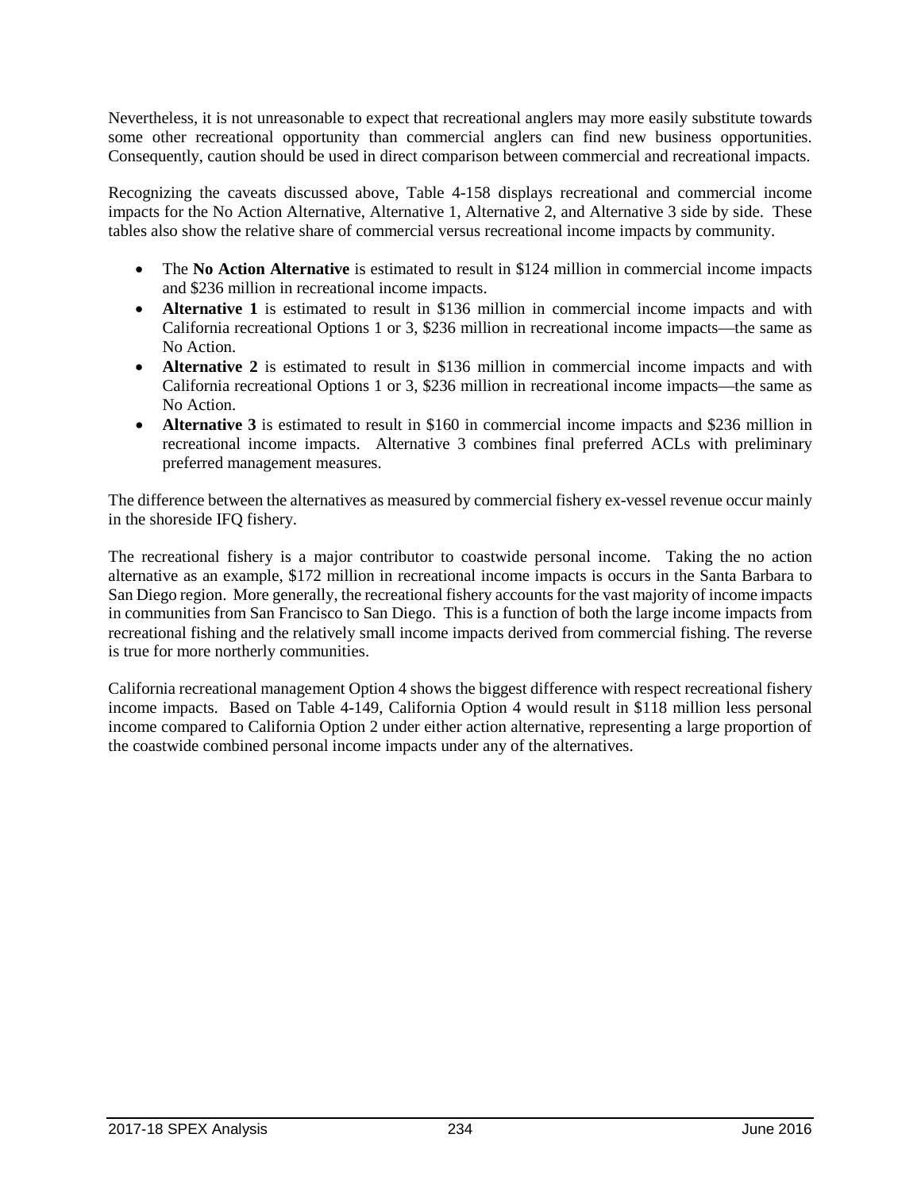Nevertheless, it is not unreasonable to expect that recreational anglers may more easily substitute towards some other recreational opportunity than commercial anglers can find new business opportunities. Consequently, caution should be used in direct comparison between commercial and recreational impacts.

Recognizing the caveats discussed above, Table 4-158 displays recreational and commercial income impacts for the No Action Alternative, Alternative 1, Alternative 2, and Alternative 3 side by side. These tables also show the relative share of commercial versus recreational income impacts by community.

- The **No Action Alternative** is estimated to result in \$124 million in commercial income impacts and \$236 million in recreational income impacts.
- **Alternative 1** is estimated to result in \$136 million in commercial income impacts and with California recreational Options 1 or 3, \$236 million in recreational income impacts—the same as No Action.
- **Alternative 2** is estimated to result in \$136 million in commercial income impacts and with California recreational Options 1 or 3, \$236 million in recreational income impacts—the same as No Action.
- **Alternative 3** is estimated to result in \$160 in commercial income impacts and \$236 million in recreational income impacts. Alternative 3 combines final preferred ACLs with preliminary preferred management measures.

The difference between the alternatives as measured by commercial fishery ex-vessel revenue occur mainly in the shoreside IFQ fishery.

The recreational fishery is a major contributor to coastwide personal income. Taking the no action alternative as an example, \$172 million in recreational income impacts is occurs in the Santa Barbara to San Diego region. More generally, the recreational fishery accounts for the vast majority of income impacts in communities from San Francisco to San Diego. This is a function of both the large income impacts from recreational fishing and the relatively small income impacts derived from commercial fishing. The reverse is true for more northerly communities.

California recreational management Option 4 shows the biggest difference with respect recreational fishery income impacts. Based on Table 4-149, California Option 4 would result in \$118 million less personal income compared to California Option 2 under either action alternative, representing a large proportion of the coastwide combined personal income impacts under any of the alternatives.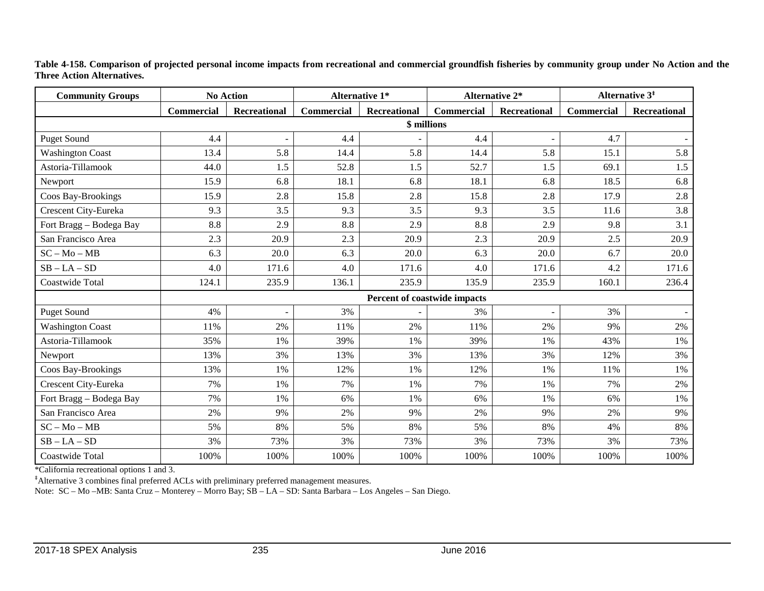**Table 4-158. Comparison of projected personal income impacts from recreational and commercial groundfish fisheries by community group under No Action and the Three Action Alternatives.**

| Community Groups | No Action | | Alternative 1* | | Alternative 2* | | Alternative 3‡ | |
|---|---|---|---|---|---|---|---|---|
| | Commercial | Recreational | Commercial | Recreational | Commercial | Recreational | Commercial | Recreational |
| | $ millions | | | | | | | |
| Puget Sound | 4.4 | - | 4.4 | - | 4.4 | - | 4.7 | - |
| Washington Coast | 13.4 | 5.8 | 14.4 | 5.8 | 14.4 | 5.8 | 15.1 | 5.8 |
| Astoria-Tillamook | 44.0 | 1.5 | 52.8 | 1.5 | 52.7 | 1.5 | 69.1 | 1.5 |
| Newport | 15.9 | 6.8 | 18.1 | 6.8 | 18.1 | 6.8 | 18.5 | 6.8 |
| Coos Bay-Brookings | 15.9 | 2.8 | 15.8 | 2.8 | 15.8 | 2.8 | 17.9 | 2.8 |
| Crescent City-Eureka | 9.3 | 3.5 | 9.3 | 3.5 | 9.3 | 3.5 | 11.6 | 3.8 |
| Fort Bragg – Bodega Bay | 8.8 | 2.9 | 8.8 | 2.9 | 8.8 | 2.9 | 9.8 | 3.1 |
| San Francisco Area | 2.3 | 20.9 | 2.3 | 20.9 | 2.3 | 20.9 | 2.5 | 20.9 |
| SC – Mo – MB | 6.3 | 20.0 | 6.3 | 20.0 | 6.3 | 20.0 | 6.7 | 20.0 |
| SB – LA – SD | 4.0 | 171.6 | 4.0 | 171.6 | 4.0 | 171.6 | 4.2 | 171.6 |
| Coastwide Total | 124.1 | 235.9 | 136.1 | 235.9 | 135.9 | 235.9 | 160.1 | 236.4 |
| | Percent of coastwide impacts | | | | | | | |
| Puget Sound | 4% | - | 3% | - | 3% | - | 3% | - |
| Washington Coast | 11% | 2% | 11% | 2% | 11% | 2% | 9% | 2% |
| Astoria-Tillamook | 35% | 1% | 39% | 1% | 39% | 1% | 43% | 1% |
| Newport | 13% | 3% | 13% | 3% | 13% | 3% | 12% | 3% |
| Coos Bay-Brookings | 13% | 1% | 12% | 1% | 12% | 1% | 11% | 1% |
| Crescent City-Eureka | 7% | 1% | 7% | 1% | 7% | 1% | 7% | 2% |
| Fort Bragg – Bodega Bay | 7% | 1% | 6% | 1% | 6% | 1% | 6% | 1% |
| San Francisco Area | 2% | 9% | 2% | 9% | 2% | 9% | 2% | 9% |
| SC – Mo – MB | 5% | 8% | 5% | 8% | 5% | 8% | 4% | 8% |
| SB – LA – SD | 3% | 73% | 3% | 73% | 3% | 73% | 3% | 73% |
| Coastwide Total | 100% | 100% | 100% | 100% | 100% | 100% | 100% | 100% |

*California recreational options 1 and 3.

‡Alternative 3 combines final preferred ACLs with preliminary preferred management measures.

Note: SC – Mo –MB: Santa Cruz – Monterey – Morro Bay; SB – LA – SD: Santa Barbara – Los Angeles – San Diego.